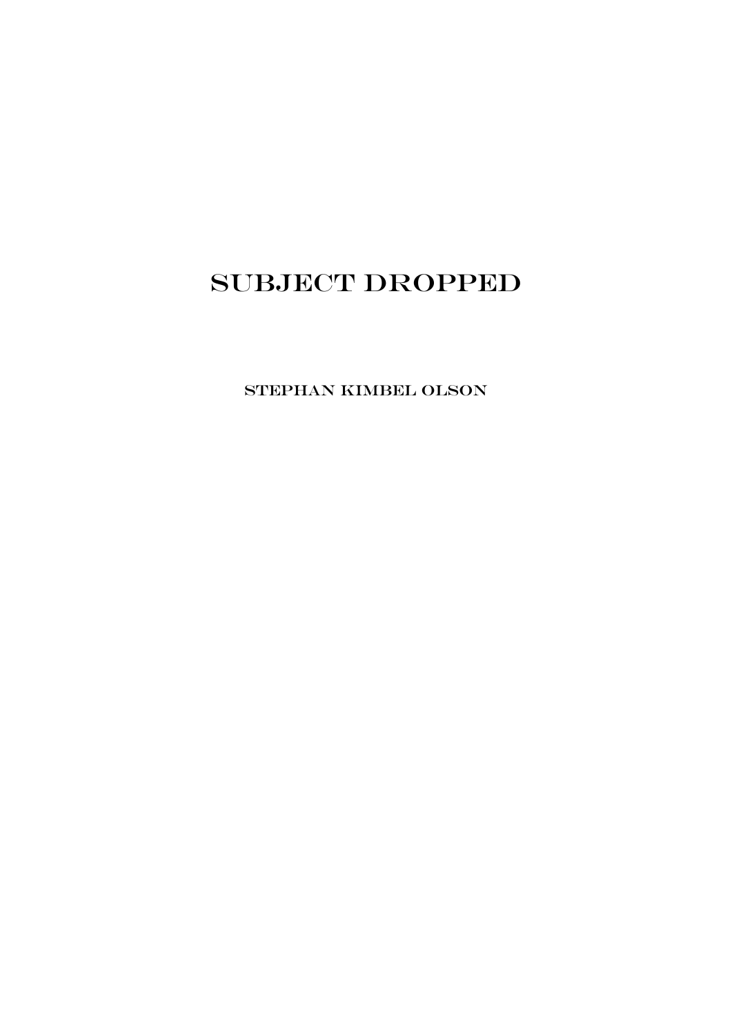# SUBJECT DROPPED

STEPHAN KIMBEL OLSON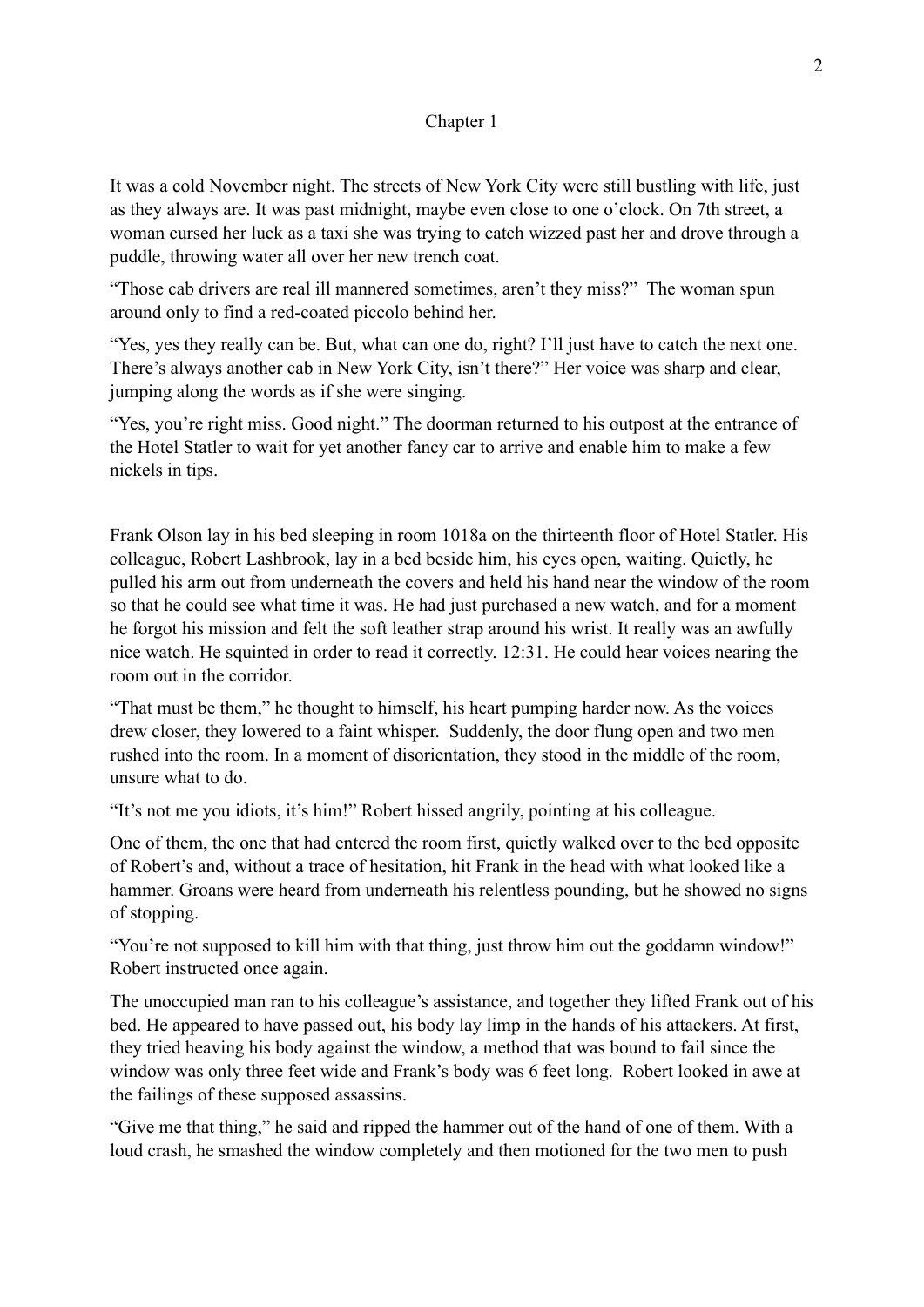# Chapter 1

It was a cold November night. The streets of New York City were still bustling with life, just as they always are. It was past midnight, maybe even close to one o'clock. On 7th street, a woman cursed her luck as a taxi she was trying to catch wizzed past her and drove through a puddle, throwing water all over her new trench coat.

"Those cab drivers are real ill mannered sometimes, aren't they miss?" The woman spun around only to find a red-coated piccolo behind her.

"Yes, yes they really can be. But, what can one do, right? I'll just have to catch the next one. There's always another cab in New York City, isn't there?" Her voice was sharp and clear, jumping along the words as if she were singing.

"Yes, you're right miss. Good night." The doorman returned to his outpost at the entrance of the Hotel Statler to wait for yet another fancy car to arrive and enable him to make a few nickels in tips.

Frank Olson lay in his bed sleeping in room 1018a on the thirteenth floor of Hotel Statler. His colleague, Robert Lashbrook, lay in a bed beside him, his eyes open, waiting. Quietly, he pulled his arm out from underneath the covers and held his hand near the window of the room so that he could see what time it was. He had just purchased a new watch, and for a moment he forgot his mission and felt the soft leather strap around his wrist. It really was an awfully nice watch. He squinted in order to read it correctly. 12:31. He could hear voices nearing the room out in the corridor.

"That must be them," he thought to himself, his heart pumping harder now. As the voices drew closer, they lowered to a faint whisper. Suddenly, the door flung open and two men rushed into the room. In a moment of disorientation, they stood in the middle of the room, unsure what to do.

"It's not me you idiots, it's him!" Robert hissed angrily, pointing at his colleague.

One of them, the one that had entered the room first, quietly walked over to the bed opposite of Robert's and, without a trace of hesitation, hit Frank in the head with what looked like a hammer. Groans were heard from underneath his relentless pounding, but he showed no signs of stopping.

"You're not supposed to kill him with that thing, just throw him out the goddamn window!" Robert instructed once again.

The unoccupied man ran to his colleague's assistance, and together they lifted Frank out of his bed. He appeared to have passed out, his body lay limp in the hands of his attackers. At first, they tried heaving his body against the window, a method that was bound to fail since the window was only three feet wide and Frank's body was 6 feet long. Robert looked in awe at the failings of these supposed assassins.

"Give me that thing," he said and ripped the hammer out of the hand of one of them. With a loud crash, he smashed the window completely and then motioned for the two men to push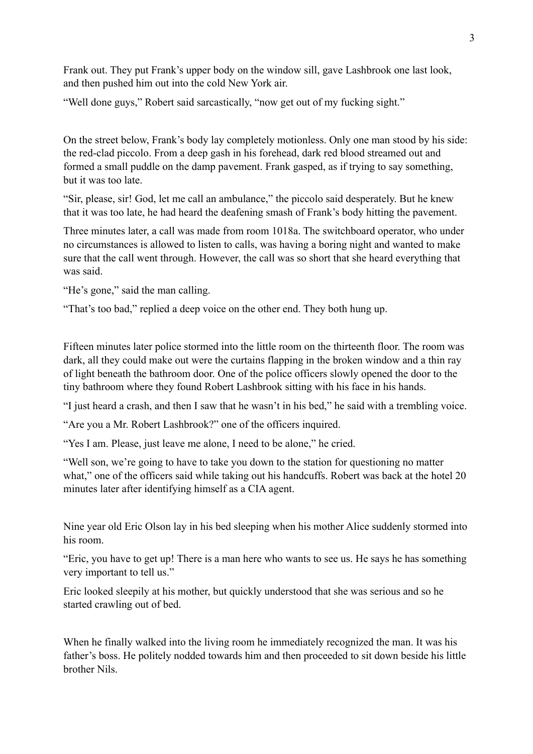Frank out. They put Frank's upper body on the window sill, gave Lashbrook one last look, and then pushed him out into the cold New York air.

"Well done guys," Robert said sarcastically, "now get out of my fucking sight."

On the street below, Frank's body lay completely motionless. Only one man stood by his side: the red-clad piccolo. From a deep gash in his forehead, dark red blood streamed out and formed a small puddle on the damp pavement. Frank gasped, as if trying to say something, but it was too late.

"Sir, please, sir! God, let me call an ambulance," the piccolo said desperately. But he knew that it was too late, he had heard the deafening smash of Frank's body hitting the pavement.

Three minutes later, a call was made from room 1018a. The switchboard operator, who under no circumstances is allowed to listen to calls, was having a boring night and wanted to make sure that the call went through. However, the call was so short that she heard everything that was said.

"He's gone," said the man calling.

"That's too bad," replied a deep voice on the other end. They both hung up.

Fifteen minutes later police stormed into the little room on the thirteenth floor. The room was dark, all they could make out were the curtains flapping in the broken window and a thin ray of light beneath the bathroom door. One of the police officers slowly opened the door to the tiny bathroom where they found Robert Lashbrook sitting with his face in his hands.

"I just heard a crash, and then I saw that he wasn't in his bed," he said with a trembling voice.

"Are you a Mr. Robert Lashbrook?" one of the officers inquired.

"Yes I am. Please, just leave me alone, I need to be alone," he cried.

"Well son, we're going to have to take you down to the station for questioning no matter what," one of the officers said while taking out his handcuffs. Robert was back at the hotel 20 minutes later after identifying himself as a CIA agent.

Nine year old Eric Olson lay in his bed sleeping when his mother Alice suddenly stormed into his room.

"Eric, you have to get up! There is a man here who wants to see us. He says he has something very important to tell us."

Eric looked sleepily at his mother, but quickly understood that she was serious and so he started crawling out of bed.

When he finally walked into the living room he immediately recognized the man. It was his father's boss. He politely nodded towards him and then proceeded to sit down beside his little brother Nils.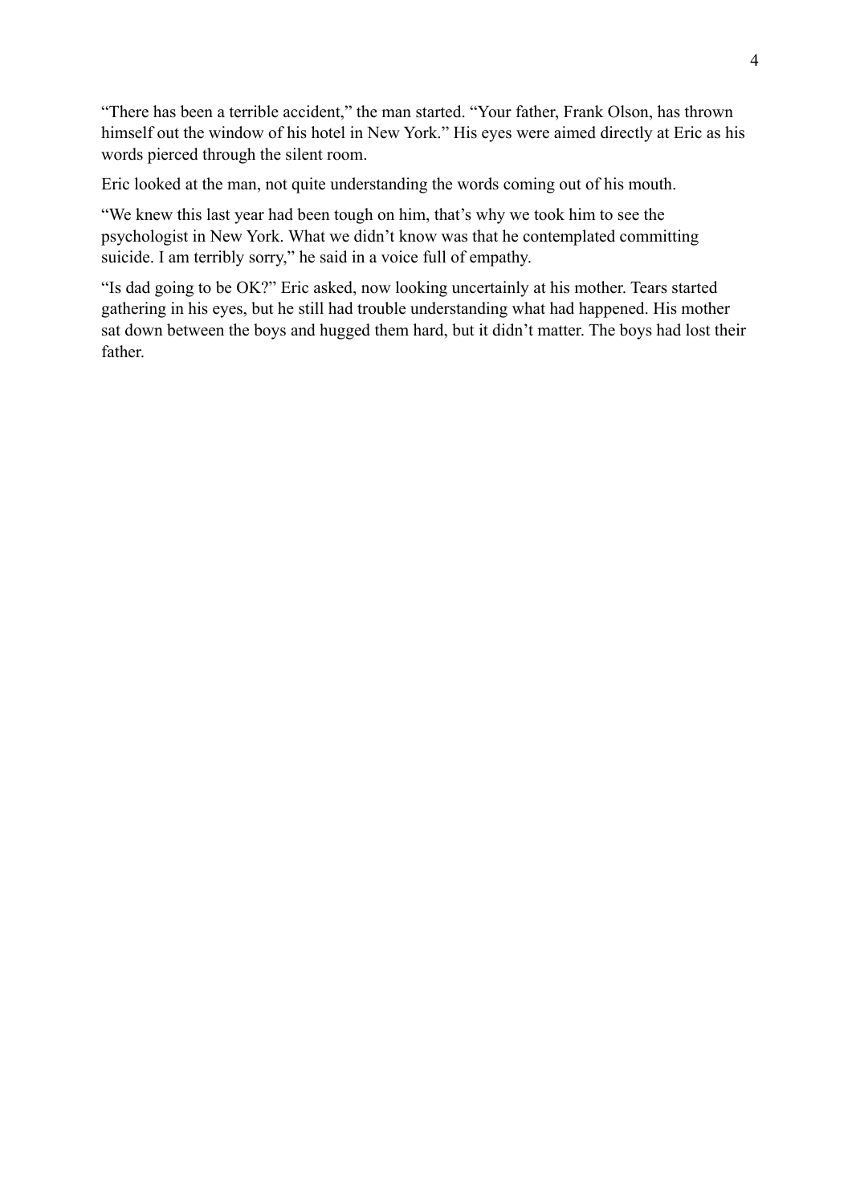"There has been a terrible accident," the man started. "Your father, Frank Olson, has thrown himself out the window of his hotel in New York." His eyes were aimed directly at Eric as his words pierced through the silent room.

Eric looked at the man, not quite understanding the words coming out of his mouth.

"We knew this last year had been tough on him, that's why we took him to see the psychologist in New York. What we didn't know was that he contemplated committing suicide. I am terribly sorry," he said in a voice full of empathy.

"Is dad going to be OK?" Eric asked, now looking uncertainly at his mother. Tears started gathering in his eyes, but he still had trouble understanding what had happened. His mother sat down between the boys and hugged them hard, but it didn't matter. The boys had lost their father.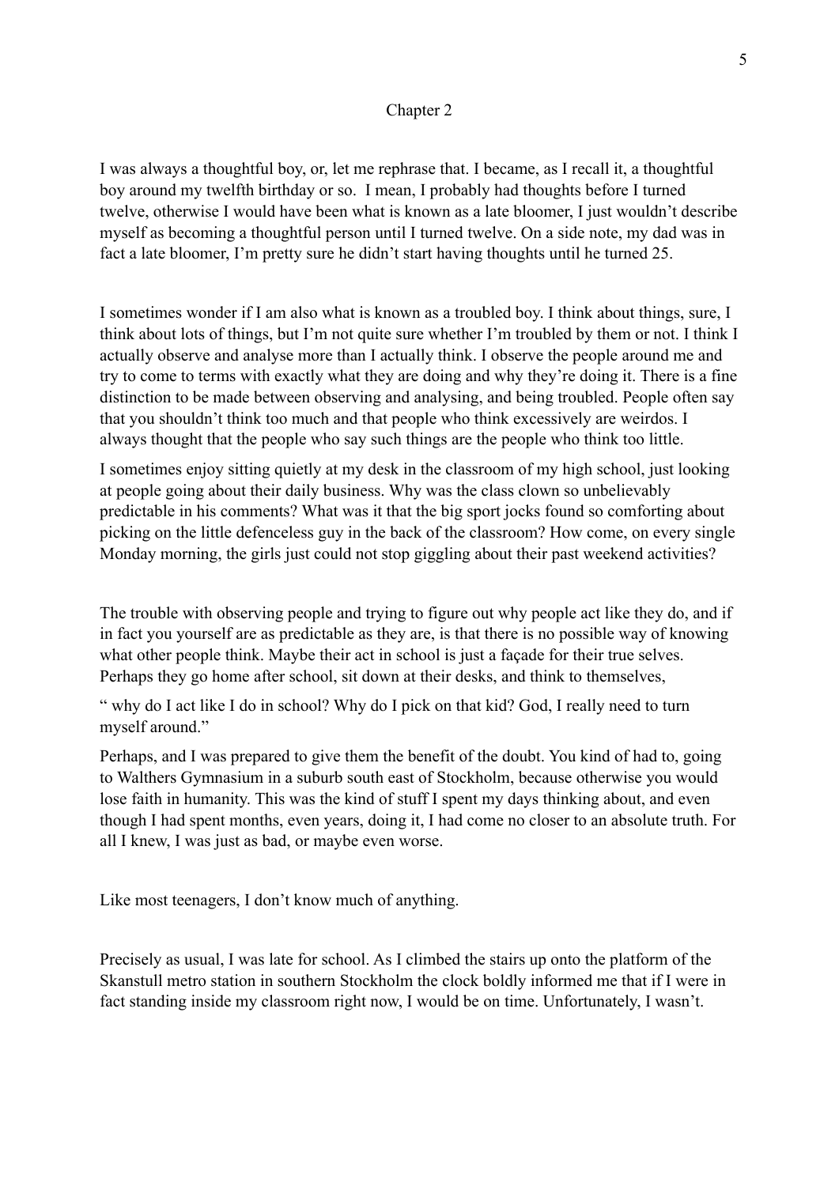## Chapter 2

I was always a thoughtful boy, or, let me rephrase that. I became, as I recall it, a thoughtful boy around my twelfth birthday or so. I mean, I probably had thoughts before I turned twelve, otherwise I would have been what is known as a late bloomer, I just wouldn't describe myself as becoming a thoughtful person until I turned twelve. On a side note, my dad was in fact a late bloomer, I'm pretty sure he didn't start having thoughts until he turned 25.

I sometimes wonder if I am also what is known as a troubled boy. I think about things, sure, I think about lots of things, but I'm not quite sure whether I'm troubled by them or not. I think I actually observe and analyse more than I actually think. I observe the people around me and try to come to terms with exactly what they are doing and why they're doing it. There is a fine distinction to be made between observing and analysing, and being troubled. People often say that you shouldn't think too much and that people who think excessively are weirdos. I always thought that the people who say such things are the people who think too little.

I sometimes enjoy sitting quietly at my desk in the classroom of my high school, just looking at people going about their daily business. Why was the class clown so unbelievably predictable in his comments? What was it that the big sport jocks found so comforting about picking on the little defenceless guy in the back of the classroom? How come, on every single Monday morning, the girls just could not stop giggling about their past weekend activities?

The trouble with observing people and trying to figure out why people act like they do, and if in fact you yourself are as predictable as they are, is that there is no possible way of knowing what other people think. Maybe their act in school is just a façade for their true selves. Perhaps they go home after school, sit down at their desks, and think to themselves,

" why do I act like I do in school? Why do I pick on that kid? God, I really need to turn myself around."

Perhaps, and I was prepared to give them the benefit of the doubt. You kind of had to, going to Walthers Gymnasium in a suburb south east of Stockholm, because otherwise you would lose faith in humanity. This was the kind of stuff I spent my days thinking about, and even though I had spent months, even years, doing it, I had come no closer to an absolute truth. For all I knew, I was just as bad, or maybe even worse.

Like most teenagers, I don't know much of anything.

Precisely as usual, I was late for school. As I climbed the stairs up onto the platform of the Skanstull metro station in southern Stockholm the clock boldly informed me that if I were in fact standing inside my classroom right now, I would be on time. Unfortunately, I wasn't.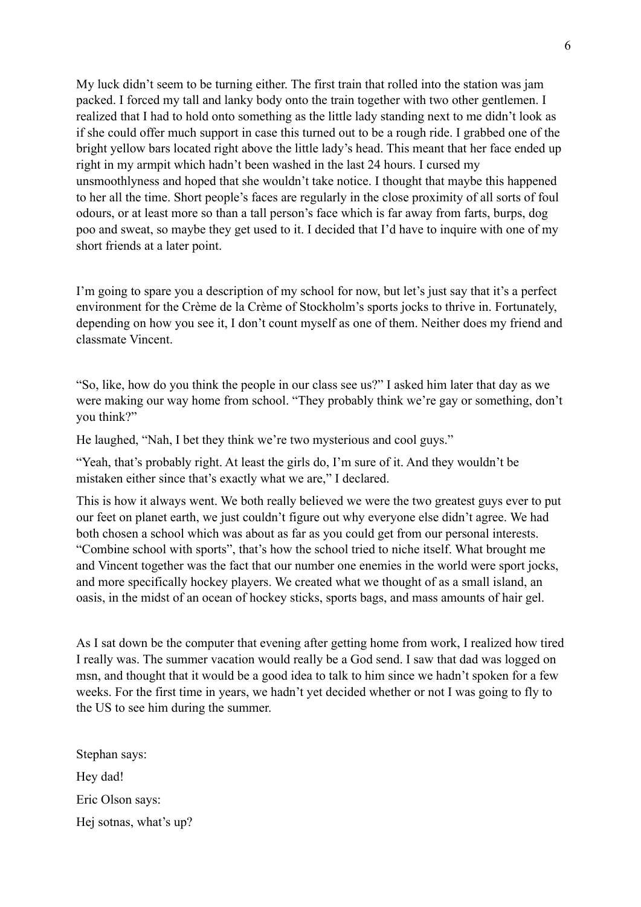My luck didn't seem to be turning either. The first train that rolled into the station was jam packed. I forced my tall and lanky body onto the train together with two other gentlemen. I realized that I had to hold onto something as the little lady standing next to me didn't look as if she could offer much support in case this turned out to be a rough ride. I grabbed one of the bright yellow bars located right above the little lady's head. This meant that her face ended up right in my armpit which hadn't been washed in the last 24 hours. I cursed my unsmoothlyness and hoped that she wouldn't take notice. I thought that maybe this happened to her all the time. Short people's faces are regularly in the close proximity of all sorts of foul odours, or at least more so than a tall person's face which is far away from farts, burps, dog poo and sweat, so maybe they get used to it. I decided that I'd have to inquire with one of my short friends at a later point.

I'm going to spare you a description of my school for now, but let's just say that it's a perfect environment for the Crème de la Crème of Stockholm's sports jocks to thrive in. Fortunately, depending on how you see it, I don't count myself as one of them. Neither does my friend and classmate Vincent.

"So, like, how do you think the people in our class see us?" I asked him later that day as we were making our way home from school. "They probably think we're gay or something, don't you think?"

He laughed, "Nah, I bet they think we're two mysterious and cool guys."

"Yeah, that's probably right. At least the girls do, I'm sure of it. And they wouldn't be mistaken either since that's exactly what we are," I declared.

This is how it always went. We both really believed we were the two greatest guys ever to put our feet on planet earth, we just couldn't figure out why everyone else didn't agree. We had both chosen a school which was about as far as you could get from our personal interests. "Combine school with sports", that's how the school tried to niche itself. What brought me and Vincent together was the fact that our number one enemies in the world were sport jocks, and more specifically hockey players. We created what we thought of as a small island, an oasis, in the midst of an ocean of hockey sticks, sports bags, and mass amounts of hair gel.

As I sat down be the computer that evening after getting home from work, I realized how tired I really was. The summer vacation would really be a God send. I saw that dad was logged on msn, and thought that it would be a good idea to talk to him since we hadn't spoken for a few weeks. For the first time in years, we hadn't yet decided whether or not I was going to fly to the US to see him during the summer.

Stephan says:

Hey dad!

Eric Olson says:

Hej sotnas, what's up?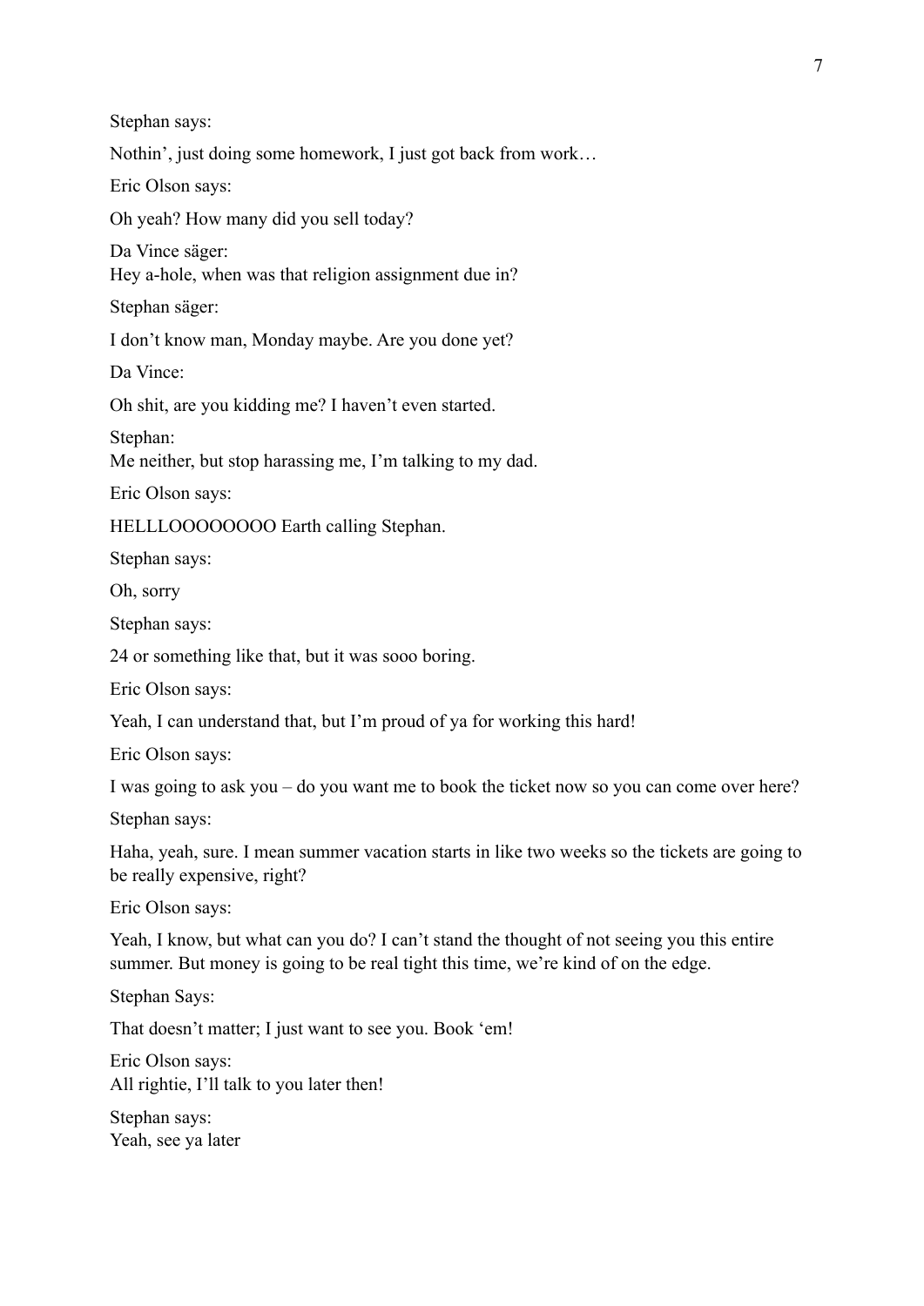Stephan says:

Nothin', just doing some homework, I just got back from work…

Eric Olson says:

Oh yeah? How many did you sell today?

Da Vince säger:
Hey a-hole, when was that religion assignment due in?

Stephan säger:

I don't know man, Monday maybe. Are you done yet?

Da Vince:

Oh shit, are you kidding me? I haven't even started.

Stephan:
Me neither, but stop harassing me, I'm talking to my dad.

Eric Olson says:

HELLLOOOOOOOO Earth calling Stephan.

Stephan says:

Oh, sorry

Stephan says:

24 or something like that, but it was sooo boring.

Eric Olson says:

Yeah, I can understand that, but I'm proud of ya for working this hard!

Eric Olson says:

I was going to ask you – do you want me to book the ticket now so you can come over here?

Stephan says:

Haha, yeah, sure. I mean summer vacation starts in like two weeks so the tickets are going to be really expensive, right?

Eric Olson says:

Yeah, I know, but what can you do? I can't stand the thought of not seeing you this entire summer. But money is going to be real tight this time, we're kind of on the edge.

Stephan Says:

That doesn't matter; I just want to see you. Book 'em!

Eric Olson says:
All rightie, I'll talk to you later then!

Stephan says:
Yeah, see ya later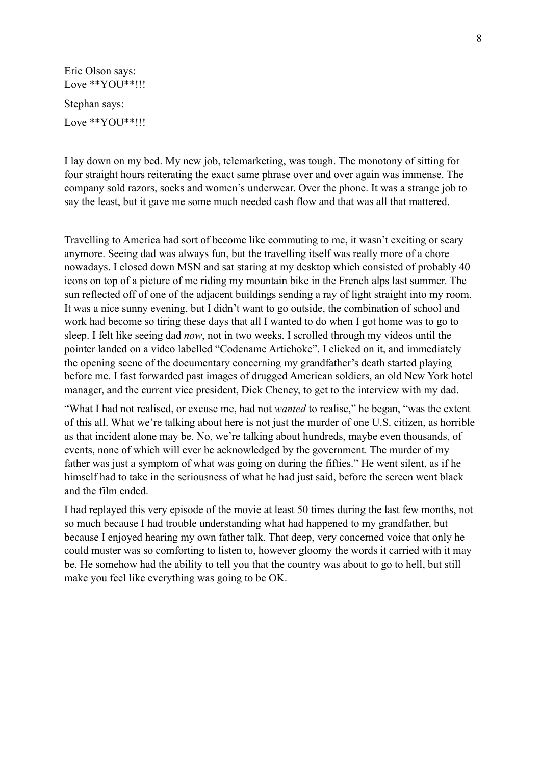Eric Olson says:
Love **YOU**!!!

Stephan says:

Love **YOU**!!!

I lay down on my bed. My new job, telemarketing, was tough. The monotony of sitting for four straight hours reiterating the exact same phrase over and over again was immense. The company sold razors, socks and women's underwear. Over the phone. It was a strange job to say the least, but it gave me some much needed cash flow and that was all that mattered.

Travelling to America had sort of become like commuting to me, it wasn't exciting or scary anymore. Seeing dad was always fun, but the travelling itself was really more of a chore nowadays. I closed down MSN and sat staring at my desktop which consisted of probably 40 icons on top of a picture of me riding my mountain bike in the French alps last summer. The sun reflected off of one of the adjacent buildings sending a ray of light straight into my room. It was a nice sunny evening, but I didn't want to go outside, the combination of school and work had become so tiring these days that all I wanted to do when I got home was to go to sleep. I felt like seeing dad *now*, not in two weeks. I scrolled through my videos until the pointer landed on a video labelled "Codename Artichoke". I clicked on it, and immediately the opening scene of the documentary concerning my grandfather's death started playing before me. I fast forwarded past images of drugged American soldiers, an old New York hotel manager, and the current vice president, Dick Cheney, to get to the interview with my dad.

"What I had not realised, or excuse me, had not *wanted* to realise," he began, "was the extent of this all. What we're talking about here is not just the murder of one U.S. citizen, as horrible as that incident alone may be. No, we're talking about hundreds, maybe even thousands, of events, none of which will ever be acknowledged by the government. The murder of my father was just a symptom of what was going on during the fifties." He went silent, as if he himself had to take in the seriousness of what he had just said, before the screen went black and the film ended.

I had replayed this very episode of the movie at least 50 times during the last few months, not so much because I had trouble understanding what had happened to my grandfather, but because I enjoyed hearing my own father talk. That deep, very concerned voice that only he could muster was so comforting to listen to, however gloomy the words it carried with it may be. He somehow had the ability to tell you that the country was about to go to hell, but still make you feel like everything was going to be OK.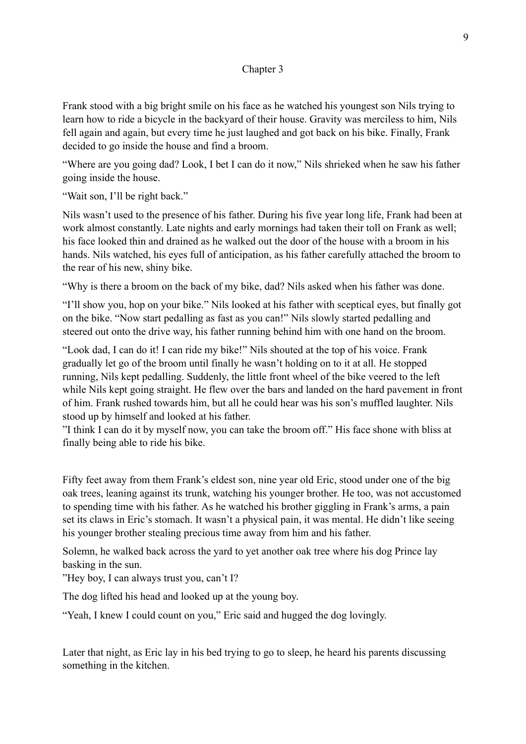## Chapter 3

Frank stood with a big bright smile on his face as he watched his youngest son Nils trying to learn how to ride a bicycle in the backyard of their house. Gravity was merciless to him, Nils fell again and again, but every time he just laughed and got back on his bike. Finally, Frank decided to go inside the house and find a broom.

"Where are you going dad? Look, I bet I can do it now," Nils shrieked when he saw his father going inside the house.

"Wait son, I'll be right back."

Nils wasn't used to the presence of his father. During his five year long life, Frank had been at work almost constantly. Late nights and early mornings had taken their toll on Frank as well; his face looked thin and drained as he walked out the door of the house with a broom in his hands. Nils watched, his eyes full of anticipation, as his father carefully attached the broom to the rear of his new, shiny bike.

"Why is there a broom on the back of my bike, dad? Nils asked when his father was done.

"I'll show you, hop on your bike." Nils looked at his father with sceptical eyes, but finally got on the bike. "Now start pedalling as fast as you can!" Nils slowly started pedalling and steered out onto the drive way, his father running behind him with one hand on the broom.

"Look dad, I can do it! I can ride my bike!" Nils shouted at the top of his voice. Frank gradually let go of the broom until finally he wasn't holding on to it at all. He stopped running, Nils kept pedalling. Suddenly, the little front wheel of the bike veered to the left while Nils kept going straight. He flew over the bars and landed on the hard pavement in front of him. Frank rushed towards him, but all he could hear was his son's muffled laughter. Nils stood up by himself and looked at his father.
"I think I can do it by myself now, you can take the broom off." His face shone with bliss at finally being able to ride his bike.

Fifty feet away from them Frank's eldest son, nine year old Eric, stood under one of the big oak trees, leaning against its trunk, watching his younger brother. He too, was not accustomed to spending time with his father. As he watched his brother giggling in Frank's arms, a pain set its claws in Eric's stomach. It wasn't a physical pain, it was mental. He didn't like seeing his younger brother stealing precious time away from him and his father.

Solemn, he walked back across the yard to yet another oak tree where his dog Prince lay basking in the sun.
"Hey boy, I can always trust you, can't I?

The dog lifted his head and looked up at the young boy.

"Yeah, I knew I could count on you," Eric said and hugged the dog lovingly.

Later that night, as Eric lay in his bed trying to go to sleep, he heard his parents discussing something in the kitchen.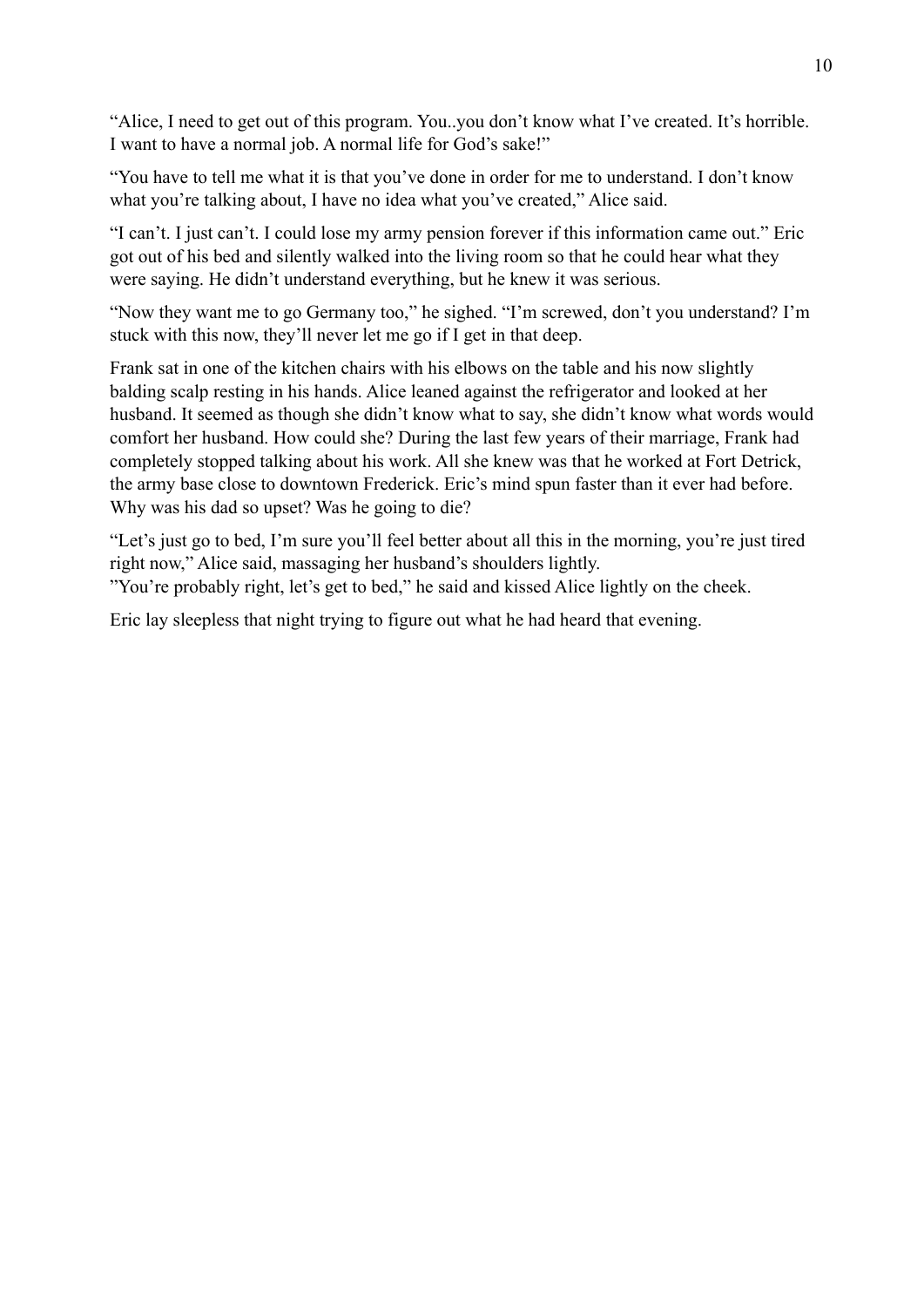"Alice, I need to get out of this program. You..you don't know what I've created. It's horrible. I want to have a normal job. A normal life for God's sake!"

"You have to tell me what it is that you've done in order for me to understand. I don't know what you're talking about, I have no idea what you've created," Alice said.

"I can't. I just can't. I could lose my army pension forever if this information came out." Eric got out of his bed and silently walked into the living room so that he could hear what they were saying. He didn't understand everything, but he knew it was serious.

"Now they want me to go Germany too," he sighed. "I'm screwed, don't you understand? I'm stuck with this now, they'll never let me go if I get in that deep.

Frank sat in one of the kitchen chairs with his elbows on the table and his now slightly balding scalp resting in his hands. Alice leaned against the refrigerator and looked at her husband. It seemed as though she didn't know what to say, she didn't know what words would comfort her husband. How could she? During the last few years of their marriage, Frank had completely stopped talking about his work. All she knew was that he worked at Fort Detrick, the army base close to downtown Frederick. Eric's mind spun faster than it ever had before. Why was his dad so upset? Was he going to die?

"Let's just go to bed, I'm sure you'll feel better about all this in the morning, you're just tired right now," Alice said, massaging her husband's shoulders lightly.
"You're probably right, let's get to bed," he said and kissed Alice lightly on the cheek.

Eric lay sleepless that night trying to figure out what he had heard that evening.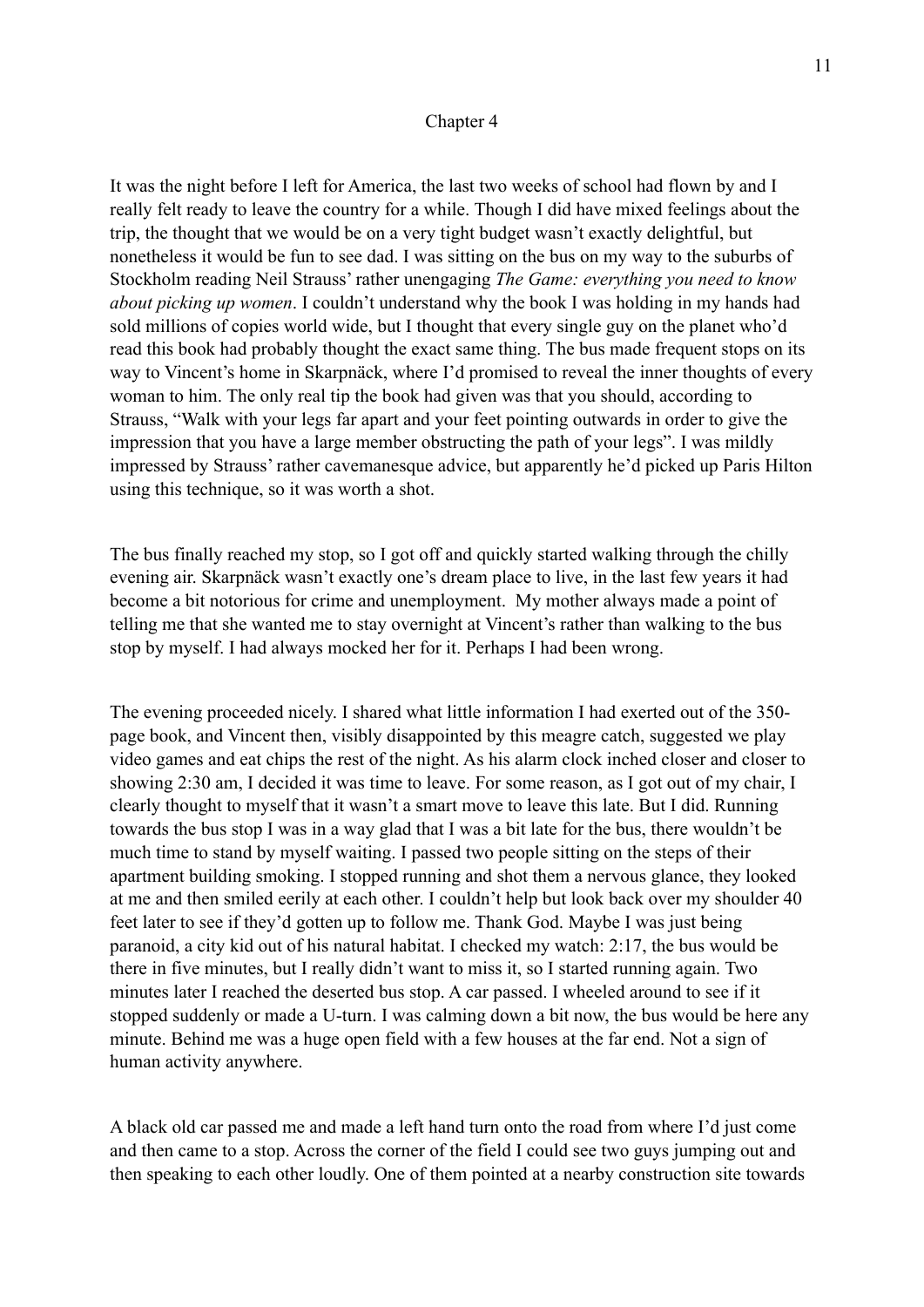# Chapter 4

It was the night before I left for America, the last two weeks of school had flown by and I really felt ready to leave the country for a while. Though I did have mixed feelings about the trip, the thought that we would be on a very tight budget wasn't exactly delightful, but nonetheless it would be fun to see dad. I was sitting on the bus on my way to the suburbs of Stockholm reading Neil Strauss' rather unengaging *The Game: everything you need to know about picking up women*. I couldn't understand why the book I was holding in my hands had sold millions of copies world wide, but I thought that every single guy on the planet who'd read this book had probably thought the exact same thing. The bus made frequent stops on its way to Vincent's home in Skarpnäck, where I'd promised to reveal the inner thoughts of every woman to him. The only real tip the book had given was that you should, according to Strauss, "Walk with your legs far apart and your feet pointing outwards in order to give the impression that you have a large member obstructing the path of your legs". I was mildly impressed by Strauss' rather cavemanesque advice, but apparently he'd picked up Paris Hilton using this technique, so it was worth a shot.

The bus finally reached my stop, so I got off and quickly started walking through the chilly evening air. Skarpnäck wasn't exactly one's dream place to live, in the last few years it had become a bit notorious for crime and unemployment. My mother always made a point of telling me that she wanted me to stay overnight at Vincent's rather than walking to the bus stop by myself. I had always mocked her for it. Perhaps I had been wrong.

The evening proceeded nicely. I shared what little information I had exerted out of the 350-page book, and Vincent then, visibly disappointed by this meagre catch, suggested we play video games and eat chips the rest of the night. As his alarm clock inched closer and closer to showing 2:30 am, I decided it was time to leave. For some reason, as I got out of my chair, I clearly thought to myself that it wasn't a smart move to leave this late. But I did. Running towards the bus stop I was in a way glad that I was a bit late for the bus, there wouldn't be much time to stand by myself waiting. I passed two people sitting on the steps of their apartment building smoking. I stopped running and shot them a nervous glance, they looked at me and then smiled eerily at each other. I couldn't help but look back over my shoulder 40 feet later to see if they'd gotten up to follow me. Thank God. Maybe I was just being paranoid, a city kid out of his natural habitat. I checked my watch: 2:17, the bus would be there in five minutes, but I really didn't want to miss it, so I started running again. Two minutes later I reached the deserted bus stop. A car passed. I wheeled around to see if it stopped suddenly or made a U-turn. I was calming down a bit now, the bus would be here any minute. Behind me was a huge open field with a few houses at the far end. Not a sign of human activity anywhere.

A black old car passed me and made a left hand turn onto the road from where I'd just come and then came to a stop. Across the corner of the field I could see two guys jumping out and then speaking to each other loudly. One of them pointed at a nearby construction site towards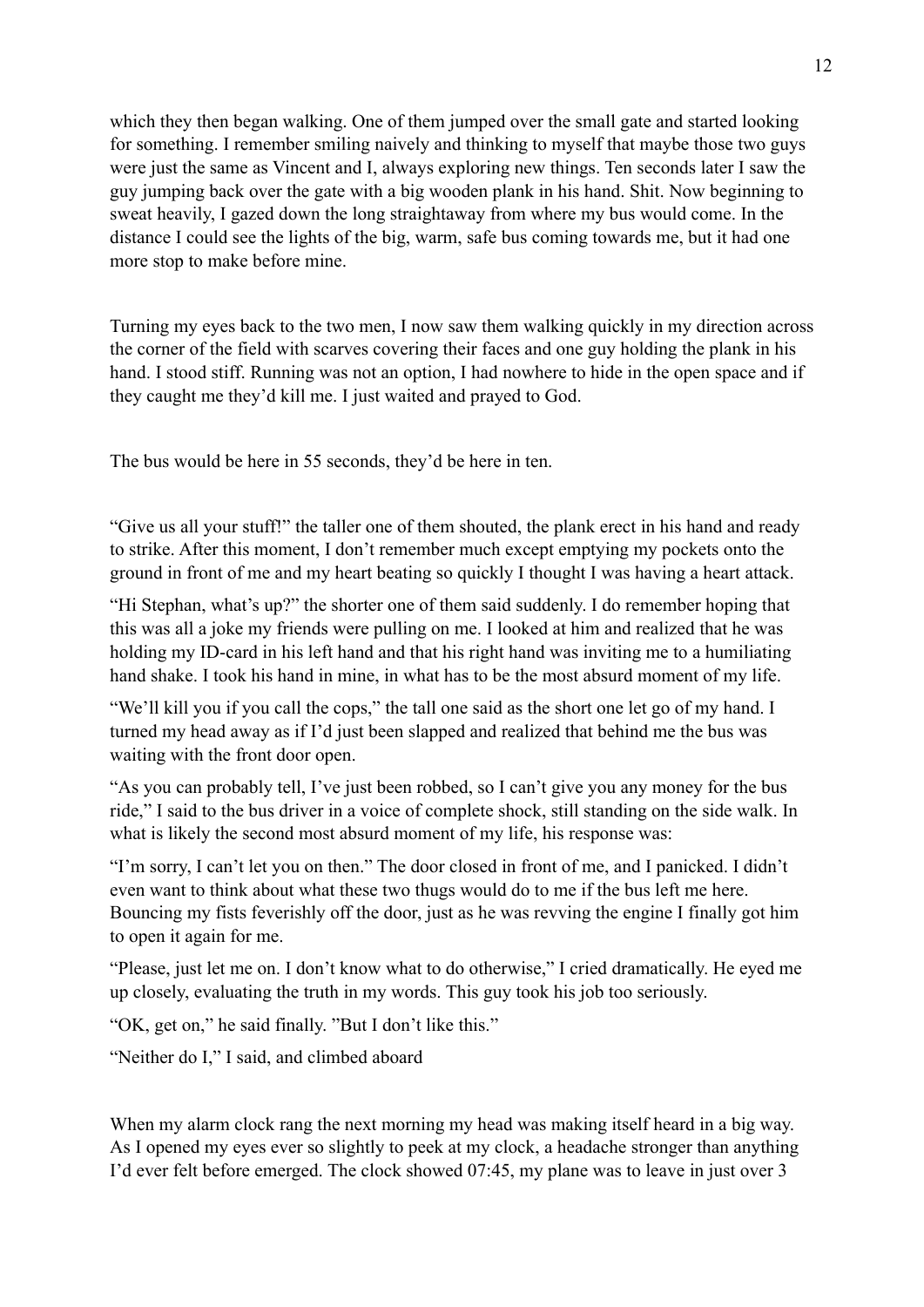which they then began walking. One of them jumped over the small gate and started looking for something. I remember smiling naively and thinking to myself that maybe those two guys were just the same as Vincent and I, always exploring new things. Ten seconds later I saw the guy jumping back over the gate with a big wooden plank in his hand. Shit. Now beginning to sweat heavily, I gazed down the long straightaway from where my bus would come. In the distance I could see the lights of the big, warm, safe bus coming towards me, but it had one more stop to make before mine.

Turning my eyes back to the two men, I now saw them walking quickly in my direction across the corner of the field with scarves covering their faces and one guy holding the plank in his hand. I stood stiff. Running was not an option, I had nowhere to hide in the open space and if they caught me they'd kill me. I just waited and prayed to God.

The bus would be here in 55 seconds, they'd be here in ten.

"Give us all your stuff!" the taller one of them shouted, the plank erect in his hand and ready to strike. After this moment, I don't remember much except emptying my pockets onto the ground in front of me and my heart beating so quickly I thought I was having a heart attack.

"Hi Stephan, what's up?" the shorter one of them said suddenly. I do remember hoping that this was all a joke my friends were pulling on me. I looked at him and realized that he was holding my ID-card in his left hand and that his right hand was inviting me to a humiliating hand shake. I took his hand in mine, in what has to be the most absurd moment of my life.

"We'll kill you if you call the cops," the tall one said as the short one let go of my hand. I turned my head away as if I'd just been slapped and realized that behind me the bus was waiting with the front door open.

"As you can probably tell, I've just been robbed, so I can't give you any money for the bus ride," I said to the bus driver in a voice of complete shock, still standing on the side walk. In what is likely the second most absurd moment of my life, his response was:

"I'm sorry, I can't let you on then." The door closed in front of me, and I panicked. I didn't even want to think about what these two thugs would do to me if the bus left me here. Bouncing my fists feverishly off the door, just as he was revving the engine I finally got him to open it again for me.

"Please, just let me on. I don't know what to do otherwise," I cried dramatically. He eyed me up closely, evaluating the truth in my words. This guy took his job too seriously.

"OK, get on," he said finally. "But I don't like this."

"Neither do I," I said, and climbed aboard

When my alarm clock rang the next morning my head was making itself heard in a big way. As I opened my eyes ever so slightly to peek at my clock, a headache stronger than anything I'd ever felt before emerged. The clock showed 07:45, my plane was to leave in just over 3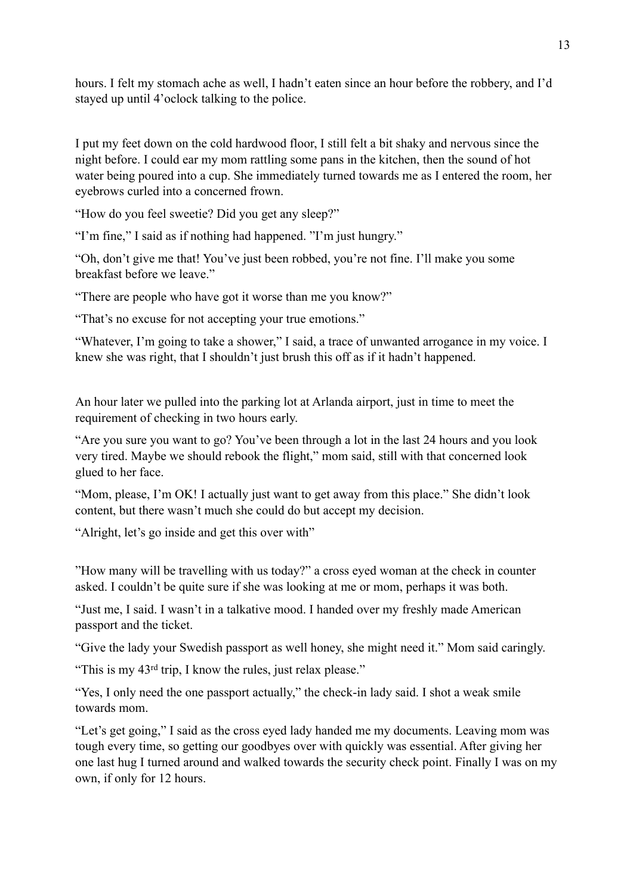hours. I felt my stomach ache as well, I hadn't eaten since an hour before the robbery, and I'd stayed up until 4'oclock talking to the police.

I put my feet down on the cold hardwood floor, I still felt a bit shaky and nervous since the night before. I could ear my mom rattling some pans in the kitchen, then the sound of hot water being poured into a cup. She immediately turned towards me as I entered the room, her eyebrows curled into a concerned frown.

"How do you feel sweetie? Did you get any sleep?"

"I'm fine," I said as if nothing had happened. "I'm just hungry."

"Oh, don't give me that! You've just been robbed, you're not fine. I'll make you some breakfast before we leave."

"There are people who have got it worse than me you know?"

"That's no excuse for not accepting your true emotions."

"Whatever, I'm going to take a shower," I said, a trace of unwanted arrogance in my voice. I knew she was right, that I shouldn't just brush this off as if it hadn't happened.

An hour later we pulled into the parking lot at Arlanda airport, just in time to meet the requirement of checking in two hours early.

"Are you sure you want to go? You've been through a lot in the last 24 hours and you look very tired. Maybe we should rebook the flight," mom said, still with that concerned look glued to her face.

"Mom, please, I'm OK! I actually just want to get away from this place." She didn't look content, but there wasn't much she could do but accept my decision.

"Alright, let's go inside and get this over with"

"How many will be travelling with us today?" a cross eyed woman at the check in counter asked. I couldn't be quite sure if she was looking at me or mom, perhaps it was both.

"Just me, I said. I wasn't in a talkative mood. I handed over my freshly made American passport and the ticket.

"Give the lady your Swedish passport as well honey, she might need it." Mom said caringly.

"This is my 43rd trip, I know the rules, just relax please."

"Yes, I only need the one passport actually," the check-in lady said. I shot a weak smile towards mom.

"Let's get going," I said as the cross eyed lady handed me my documents. Leaving mom was tough every time, so getting our goodbyes over with quickly was essential. After giving her one last hug I turned around and walked towards the security check point. Finally I was on my own, if only for 12 hours.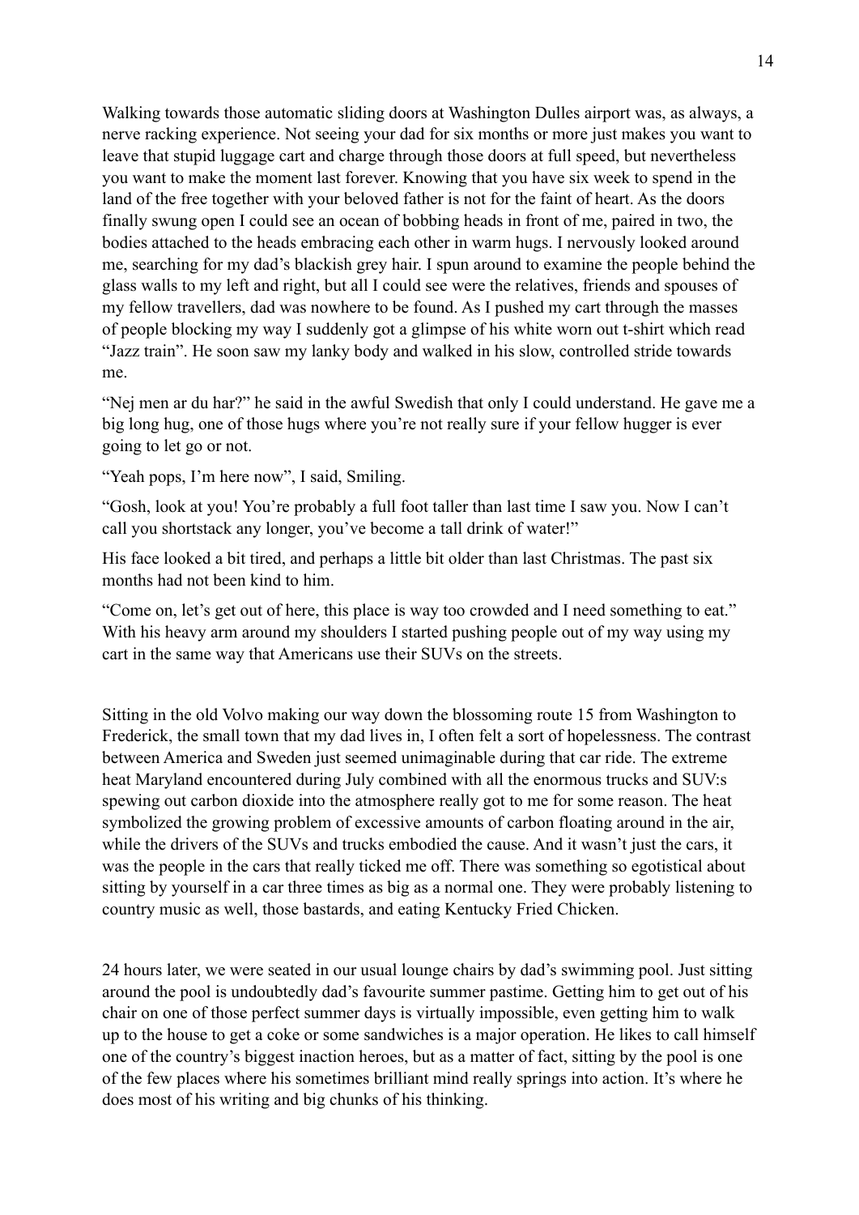Walking towards those automatic sliding doors at Washington Dulles airport was, as always, a nerve racking experience. Not seeing your dad for six months or more just makes you want to leave that stupid luggage cart and charge through those doors at full speed, but nevertheless you want to make the moment last forever. Knowing that you have six week to spend in the land of the free together with your beloved father is not for the faint of heart. As the doors finally swung open I could see an ocean of bobbing heads in front of me, paired in two, the bodies attached to the heads embracing each other in warm hugs. I nervously looked around me, searching for my dad's blackish grey hair. I spun around to examine the people behind the glass walls to my left and right, but all I could see were the relatives, friends and spouses of my fellow travellers, dad was nowhere to be found. As I pushed my cart through the masses of people blocking my way I suddenly got a glimpse of his white worn out t-shirt which read "Jazz train". He soon saw my lanky body and walked in his slow, controlled stride towards me.

"Nej men ar du har?" he said in the awful Swedish that only I could understand. He gave me a big long hug, one of those hugs where you're not really sure if your fellow hugger is ever going to let go or not.

"Yeah pops, I'm here now", I said, Smiling.

"Gosh, look at you! You're probably a full foot taller than last time I saw you. Now I can't call you shortstack any longer, you've become a tall drink of water!"

His face looked a bit tired, and perhaps a little bit older than last Christmas. The past six months had not been kind to him.

"Come on, let's get out of here, this place is way too crowded and I need something to eat." With his heavy arm around my shoulders I started pushing people out of my way using my cart in the same way that Americans use their SUVs on the streets.

Sitting in the old Volvo making our way down the blossoming route 15 from Washington to Frederick, the small town that my dad lives in, I often felt a sort of hopelessness. The contrast between America and Sweden just seemed unimaginable during that car ride. The extreme heat Maryland encountered during July combined with all the enormous trucks and SUV:s spewing out carbon dioxide into the atmosphere really got to me for some reason. The heat symbolized the growing problem of excessive amounts of carbon floating around in the air, while the drivers of the SUVs and trucks embodied the cause. And it wasn't just the cars, it was the people in the cars that really ticked me off. There was something so egotistical about sitting by yourself in a car three times as big as a normal one. They were probably listening to country music as well, those bastards, and eating Kentucky Fried Chicken.

24 hours later, we were seated in our usual lounge chairs by dad's swimming pool. Just sitting around the pool is undoubtedly dad's favourite summer pastime. Getting him to get out of his chair on one of those perfect summer days is virtually impossible, even getting him to walk up to the house to get a coke or some sandwiches is a major operation. He likes to call himself one of the country's biggest inaction heroes, but as a matter of fact, sitting by the pool is one of the few places where his sometimes brilliant mind really springs into action. It's where he does most of his writing and big chunks of his thinking.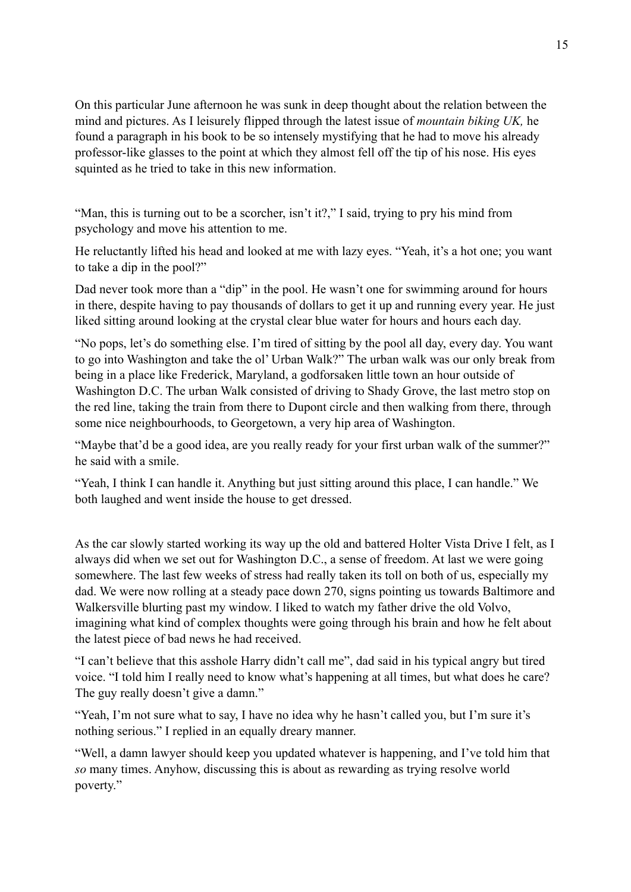On this particular June afternoon he was sunk in deep thought about the relation between the mind and pictures. As I leisurely flipped through the latest issue of *mountain biking UK,* he found a paragraph in his book to be so intensely mystifying that he had to move his already professor-like glasses to the point at which they almost fell off the tip of his nose. His eyes squinted as he tried to take in this new information.

"Man, this is turning out to be a scorcher, isn't it?," I said, trying to pry his mind from psychology and move his attention to me.

He reluctantly lifted his head and looked at me with lazy eyes. "Yeah, it's a hot one; you want to take a dip in the pool?"

Dad never took more than a "dip" in the pool. He wasn't one for swimming around for hours in there, despite having to pay thousands of dollars to get it up and running every year. He just liked sitting around looking at the crystal clear blue water for hours and hours each day.

"No pops, let's do something else. I'm tired of sitting by the pool all day, every day. You want to go into Washington and take the ol' Urban Walk?" The urban walk was our only break from being in a place like Frederick, Maryland, a godforsaken little town an hour outside of Washington D.C. The urban Walk consisted of driving to Shady Grove, the last metro stop on the red line, taking the train from there to Dupont circle and then walking from there, through some nice neighbourhoods, to Georgetown, a very hip area of Washington.

"Maybe that'd be a good idea, are you really ready for your first urban walk of the summer?" he said with a smile.

"Yeah, I think I can handle it. Anything but just sitting around this place, I can handle." We both laughed and went inside the house to get dressed.

As the car slowly started working its way up the old and battered Holter Vista Drive I felt, as I always did when we set out for Washington D.C., a sense of freedom. At last we were going somewhere. The last few weeks of stress had really taken its toll on both of us, especially my dad. We were now rolling at a steady pace down 270, signs pointing us towards Baltimore and Walkersville blurting past my window. I liked to watch my father drive the old Volvo, imagining what kind of complex thoughts were going through his brain and how he felt about the latest piece of bad news he had received.

"I can't believe that this asshole Harry didn't call me", dad said in his typical angry but tired voice. "I told him I really need to know what's happening at all times, but what does he care? The guy really doesn't give a damn."

"Yeah, I'm not sure what to say, I have no idea why he hasn't called you, but I'm sure it's nothing serious." I replied in an equally dreary manner.

"Well, a damn lawyer should keep you updated whatever is happening, and I've told him that *so* many times. Anyhow, discussing this is about as rewarding as trying resolve world poverty."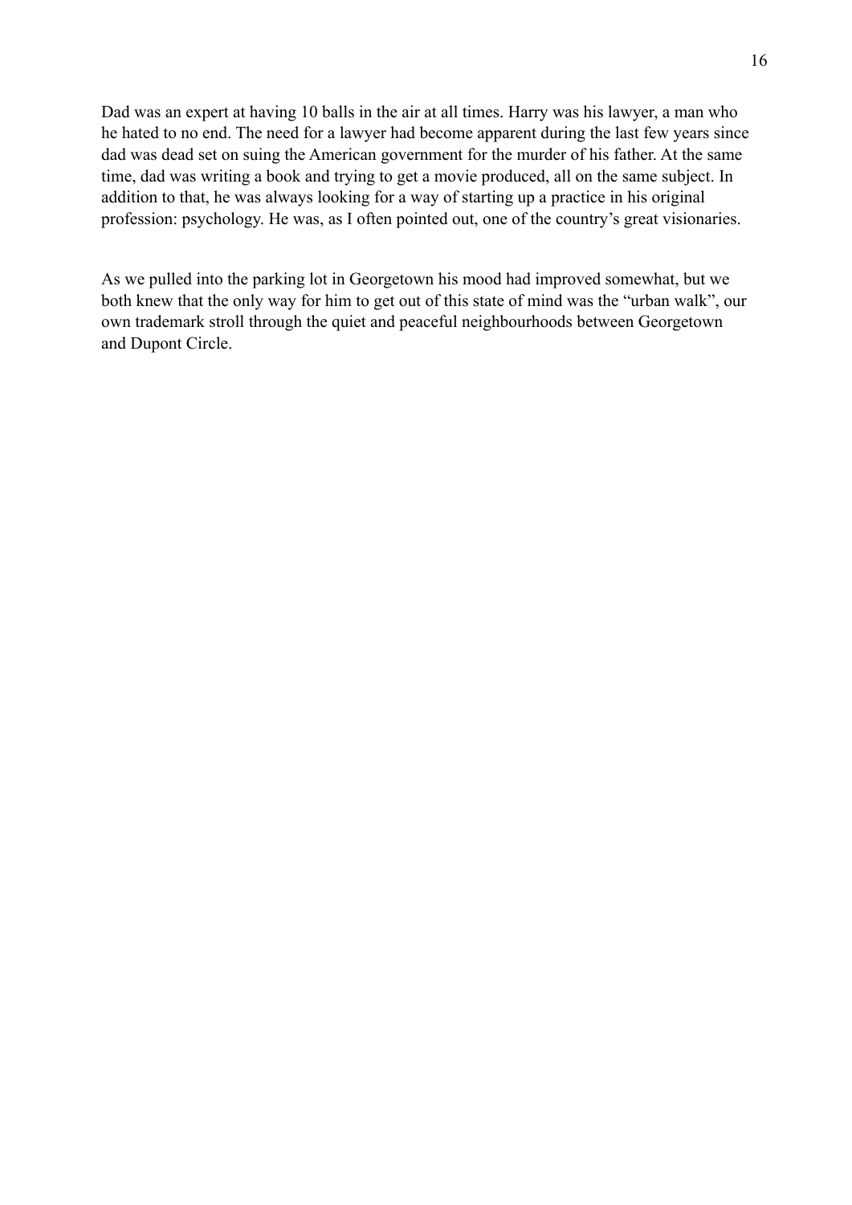Dad was an expert at having 10 balls in the air at all times. Harry was his lawyer, a man who he hated to no end. The need for a lawyer had become apparent during the last few years since dad was dead set on suing the American government for the murder of his father. At the same time, dad was writing a book and trying to get a movie produced, all on the same subject. In addition to that, he was always looking for a way of starting up a practice in his original profession: psychology. He was, as I often pointed out, one of the country's great visionaries.

As we pulled into the parking lot in Georgetown his mood had improved somewhat, but we both knew that the only way for him to get out of this state of mind was the "urban walk", our own trademark stroll through the quiet and peaceful neighbourhoods between Georgetown and Dupont Circle.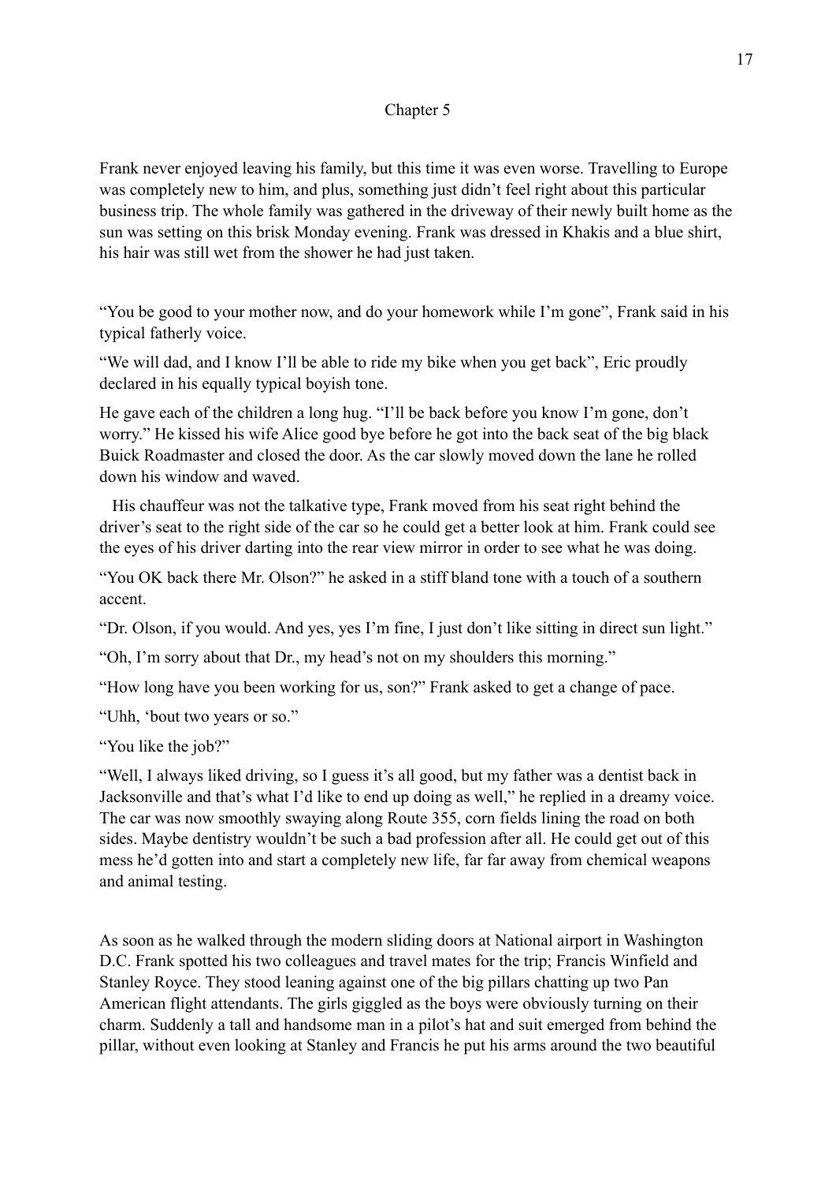## Chapter 5

Frank never enjoyed leaving his family, but this time it was even worse. Travelling to Europe was completely new to him, and plus, something just didn't feel right about this particular business trip. The whole family was gathered in the driveway of their newly built home as the sun was setting on this brisk Monday evening. Frank was dressed in Khakis and a blue shirt, his hair was still wet from the shower he had just taken.

"You be good to your mother now, and do your homework while I'm gone", Frank said in his typical fatherly voice.

"We will dad, and I know I'll be able to ride my bike when you get back", Eric proudly declared in his equally typical boyish tone.

He gave each of the children a long hug. "I'll be back before you know I'm gone, don't worry." He kissed his wife Alice good bye before he got into the back seat of the big black Buick Roadmaster and closed the door. As the car slowly moved down the lane he rolled down his window and waved.

His chauffeur was not the talkative type, Frank moved from his seat right behind the driver's seat to the right side of the car so he could get a better look at him. Frank could see the eyes of his driver darting into the rear view mirror in order to see what he was doing.

"You OK back there Mr. Olson?" he asked in a stiff bland tone with a touch of a southern accent.

"Dr. Olson, if you would. And yes, yes I'm fine, I just don't like sitting in direct sun light."

"Oh, I'm sorry about that Dr., my head's not on my shoulders this morning."

"How long have you been working for us, son?" Frank asked to get a change of pace.

"Uhh, 'bout two years or so."

"You like the job?"

"Well, I always liked driving, so I guess it's all good, but my father was a dentist back in Jacksonville and that's what I'd like to end up doing as well," he replied in a dreamy voice. The car was now smoothly swaying along Route 355, corn fields lining the road on both sides. Maybe dentistry wouldn't be such a bad profession after all. He could get out of this mess he'd gotten into and start a completely new life, far far away from chemical weapons and animal testing.

As soon as he walked through the modern sliding doors at National airport in Washington D.C. Frank spotted his two colleagues and travel mates for the trip; Francis Winfield and Stanley Royce. They stood leaning against one of the big pillars chatting up two Pan American flight attendants. The girls giggled as the boys were obviously turning on their charm. Suddenly a tall and handsome man in a pilot's hat and suit emerged from behind the pillar, without even looking at Stanley and Francis he put his arms around the two beautiful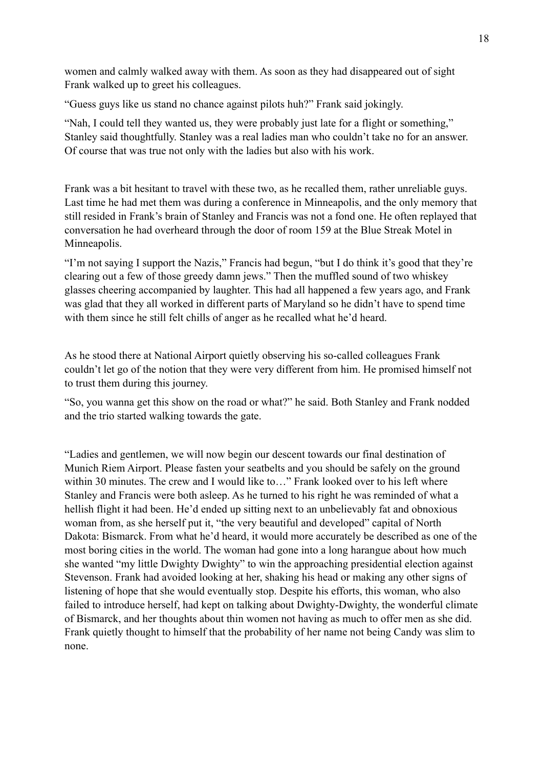women and calmly walked away with them. As soon as they had disappeared out of sight Frank walked up to greet his colleagues.

"Guess guys like us stand no chance against pilots huh?" Frank said jokingly.

"Nah, I could tell they wanted us, they were probably just late for a flight or something," Stanley said thoughtfully. Stanley was a real ladies man who couldn't take no for an answer. Of course that was true not only with the ladies but also with his work.

Frank was a bit hesitant to travel with these two, as he recalled them, rather unreliable guys. Last time he had met them was during a conference in Minneapolis, and the only memory that still resided in Frank's brain of Stanley and Francis was not a fond one. He often replayed that conversation he had overheard through the door of room 159 at the Blue Streak Motel in Minneapolis.

"I'm not saying I support the Nazis," Francis had begun, "but I do think it's good that they're clearing out a few of those greedy damn jews." Then the muffled sound of two whiskey glasses cheering accompanied by laughter. This had all happened a few years ago, and Frank was glad that they all worked in different parts of Maryland so he didn't have to spend time with them since he still felt chills of anger as he recalled what he'd heard.

As he stood there at National Airport quietly observing his so-called colleagues Frank couldn't let go of the notion that they were very different from him. He promised himself not to trust them during this journey.

"So, you wanna get this show on the road or what?" he said. Both Stanley and Frank nodded and the trio started walking towards the gate.

"Ladies and gentlemen, we will now begin our descent towards our final destination of Munich Riem Airport. Please fasten your seatbelts and you should be safely on the ground within 30 minutes. The crew and I would like to…" Frank looked over to his left where Stanley and Francis were both asleep. As he turned to his right he was reminded of what a hellish flight it had been. He'd ended up sitting next to an unbelievably fat and obnoxious woman from, as she herself put it, "the very beautiful and developed" capital of North Dakota: Bismarck. From what he'd heard, it would more accurately be described as one of the most boring cities in the world. The woman had gone into a long harangue about how much she wanted "my little Dwighty Dwighty" to win the approaching presidential election against Stevenson. Frank had avoided looking at her, shaking his head or making any other signs of listening of hope that she would eventually stop. Despite his efforts, this woman, who also failed to introduce herself, had kept on talking about Dwighty-Dwighty, the wonderful climate of Bismarck, and her thoughts about thin women not having as much to offer men as she did. Frank quietly thought to himself that the probability of her name not being Candy was slim to none.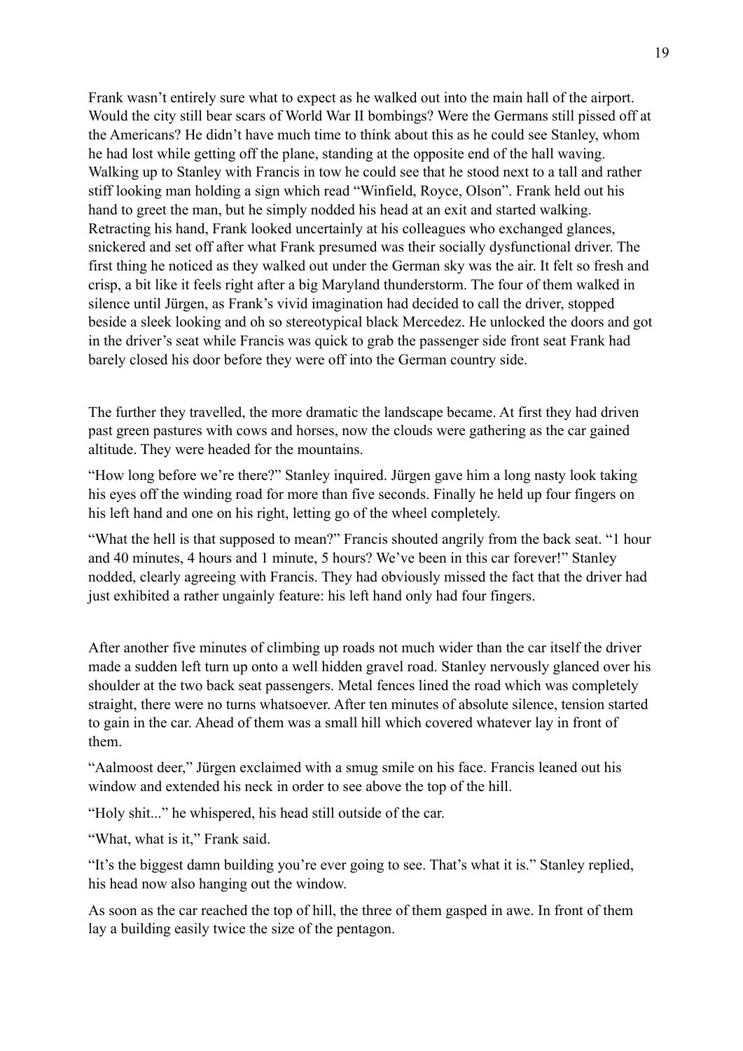Frank wasn't entirely sure what to expect as he walked out into the main hall of the airport. Would the city still bear scars of World War II bombings? Were the Germans still pissed off at the Americans? He didn't have much time to think about this as he could see Stanley, whom he had lost while getting off the plane, standing at the opposite end of the hall waving. Walking up to Stanley with Francis in tow he could see that he stood next to a tall and rather stiff looking man holding a sign which read "Winfield, Royce, Olson". Frank held out his hand to greet the man, but he simply nodded his head at an exit and started walking. Retracting his hand, Frank looked uncertainly at his colleagues who exchanged glances, snickered and set off after what Frank presumed was their socially dysfunctional driver. The first thing he noticed as they walked out under the German sky was the air. It felt so fresh and crisp, a bit like it feels right after a big Maryland thunderstorm. The four of them walked in silence until Jürgen, as Frank's vivid imagination had decided to call the driver, stopped beside a sleek looking and oh so stereotypical black Mercedez. He unlocked the doors and got in the driver's seat while Francis was quick to grab the passenger side front seat Frank had barely closed his door before they were off into the German country side.

The further they travelled, the more dramatic the landscape became. At first they had driven past green pastures with cows and horses, now the clouds were gathering as the car gained altitude. They were headed for the mountains.

"How long before we're there?" Stanley inquired. Jürgen gave him a long nasty look taking his eyes off the winding road for more than five seconds. Finally he held up four fingers on his left hand and one on his right, letting go of the wheel completely.

"What the hell is that supposed to mean?" Francis shouted angrily from the back seat. "1 hour and 40 minutes, 4 hours and 1 minute, 5 hours? We've been in this car forever!" Stanley nodded, clearly agreeing with Francis. They had obviously missed the fact that the driver had just exhibited a rather ungainly feature: his left hand only had four fingers.

After another five minutes of climbing up roads not much wider than the car itself the driver made a sudden left turn up onto a well hidden gravel road. Stanley nervously glanced over his shoulder at the two back seat passengers. Metal fences lined the road which was completely straight, there were no turns whatsoever. After ten minutes of absolute silence, tension started to gain in the car. Ahead of them was a small hill which covered whatever lay in front of them.

"Aalmoost deer," Jürgen exclaimed with a smug smile on his face. Francis leaned out his window and extended his neck in order to see above the top of the hill.

"Holy shit..." he whispered, his head still outside of the car.

"What, what is it," Frank said.

"It's the biggest damn building you're ever going to see. That's what it is." Stanley replied, his head now also hanging out the window.

As soon as the car reached the top of hill, the three of them gasped in awe. In front of them lay a building easily twice the size of the pentagon.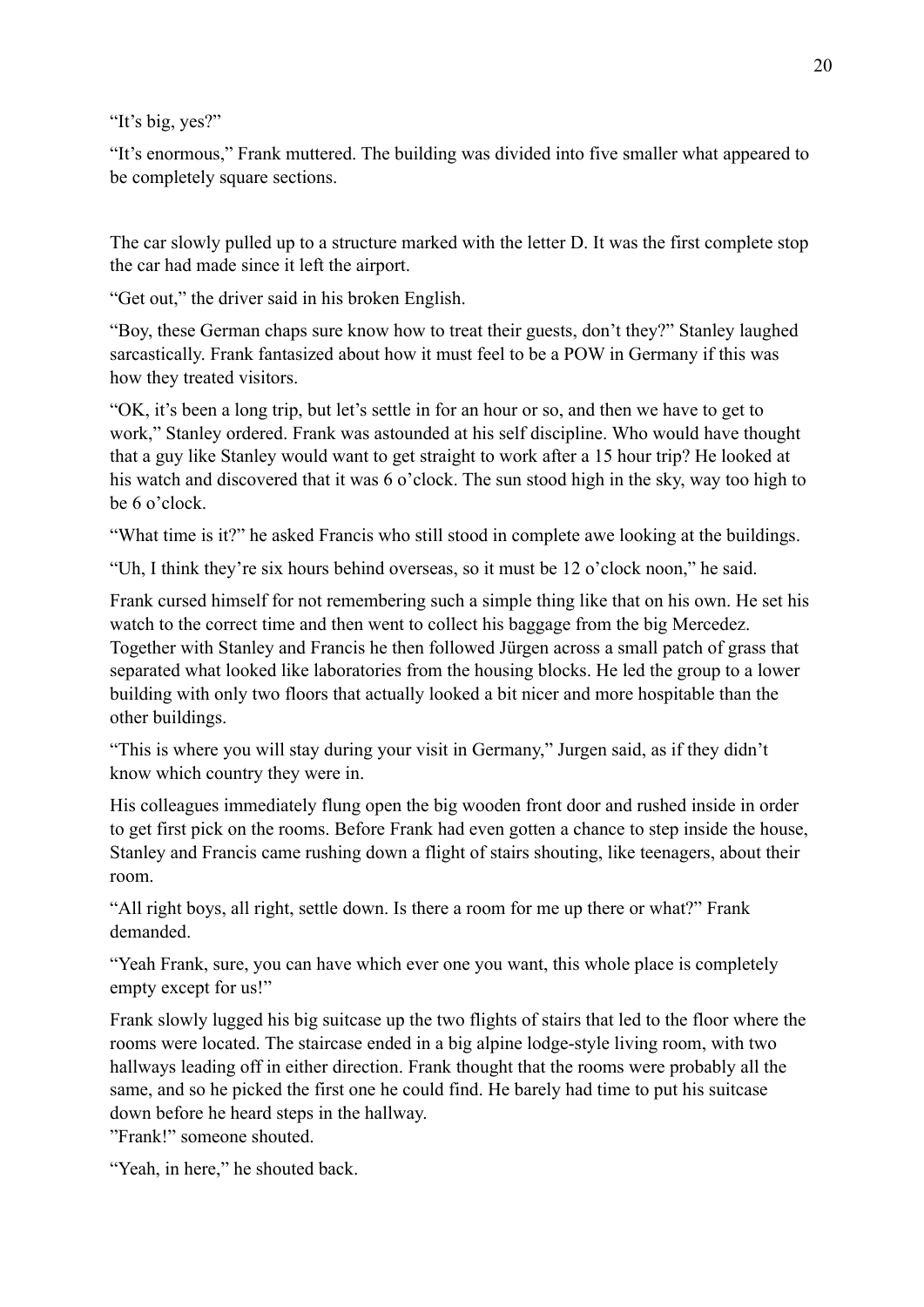“It’s big, yes?”

“It’s enormous,” Frank muttered. The building was divided into five smaller what appeared to be completely square sections.

The car slowly pulled up to a structure marked with the letter D. It was the first complete stop the car had made since it left the airport.

“Get out,” the driver said in his broken English.

“Boy, these German chaps sure know how to treat their guests, don’t they?” Stanley laughed sarcastically. Frank fantasized about how it must feel to be a POW in Germany if this was how they treated visitors.

“OK, it’s been a long trip, but let’s settle in for an hour or so, and then we have to get to work,” Stanley ordered. Frank was astounded at his self discipline. Who would have thought that a guy like Stanley would want to get straight to work after a 15 hour trip? He looked at his watch and discovered that it was 6 o’clock. The sun stood high in the sky, way too high to be 6 o’clock.

“What time is it?” he asked Francis who still stood in complete awe looking at the buildings.

“Uh, I think they’re six hours behind overseas, so it must be 12 o’clock noon,” he said.

Frank cursed himself for not remembering such a simple thing like that on his own. He set his watch to the correct time and then went to collect his baggage from the big Mercedez. Together with Stanley and Francis he then followed Jürgen across a small patch of grass that separated what looked like laboratories from the housing blocks. He led the group to a lower building with only two floors that actually looked a bit nicer and more hospitable than the other buildings.

“This is where you will stay during your visit in Germany,” Jurgen said, as if they didn’t know which country they were in.

His colleagues immediately flung open the big wooden front door and rushed inside in order to get first pick on the rooms. Before Frank had even gotten a chance to step inside the house, Stanley and Francis came rushing down a flight of stairs shouting, like teenagers, about their room.

“All right boys, all right, settle down. Is there a room for me up there or what?” Frank demanded.

“Yeah Frank, sure, you can have which ever one you want, this whole place is completely empty except for us!”

Frank slowly lugged his big suitcase up the two flights of stairs that led to the floor where the rooms were located. The staircase ended in a big alpine lodge-style living room, with two hallways leading off in either direction. Frank thought that the rooms were probably all the same, and so he picked the first one he could find. He barely had time to put his suitcase down before he heard steps in the hallway.
”Frank!” someone shouted.

“Yeah, in here,” he shouted back.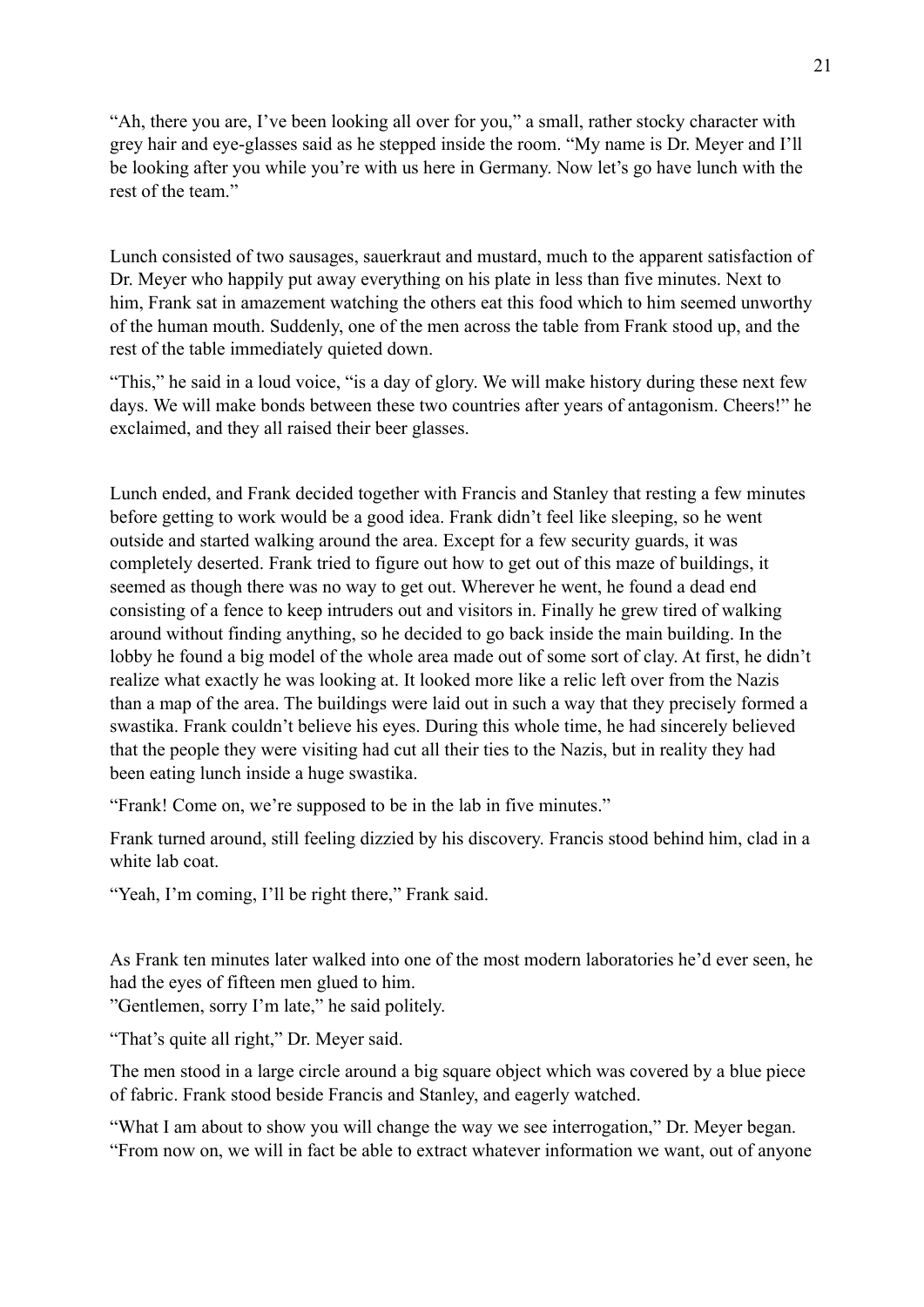"Ah, there you are, I've been looking all over for you," a small, rather stocky character with grey hair and eye-glasses said as he stepped inside the room. "My name is Dr. Meyer and I'll be looking after you while you're with us here in Germany. Now let's go have lunch with the rest of the team."

Lunch consisted of two sausages, sauerkraut and mustard, much to the apparent satisfaction of Dr. Meyer who happily put away everything on his plate in less than five minutes. Next to him, Frank sat in amazement watching the others eat this food which to him seemed unworthy of the human mouth. Suddenly, one of the men across the table from Frank stood up, and the rest of the table immediately quieted down.

"This," he said in a loud voice, "is a day of glory. We will make history during these next few days. We will make bonds between these two countries after years of antagonism. Cheers!" he exclaimed, and they all raised their beer glasses.

Lunch ended, and Frank decided together with Francis and Stanley that resting a few minutes before getting to work would be a good idea. Frank didn't feel like sleeping, so he went outside and started walking around the area. Except for a few security guards, it was completely deserted. Frank tried to figure out how to get out of this maze of buildings, it seemed as though there was no way to get out. Wherever he went, he found a dead end consisting of a fence to keep intruders out and visitors in. Finally he grew tired of walking around without finding anything, so he decided to go back inside the main building. In the lobby he found a big model of the whole area made out of some sort of clay. At first, he didn't realize what exactly he was looking at. It looked more like a relic left over from the Nazis than a map of the area. The buildings were laid out in such a way that they precisely formed a swastika. Frank couldn't believe his eyes. During this whole time, he had sincerely believed that the people they were visiting had cut all their ties to the Nazis, but in reality they had been eating lunch inside a huge swastika.

"Frank! Come on, we're supposed to be in the lab in five minutes."

Frank turned around, still feeling dizzied by his discovery. Francis stood behind him, clad in a white lab coat.

"Yeah, I'm coming, I'll be right there," Frank said.

As Frank ten minutes later walked into one of the most modern laboratories he'd ever seen, he had the eyes of fifteen men glued to him.
"Gentlemen, sorry I'm late," he said politely.

"That's quite all right," Dr. Meyer said.

The men stood in a large circle around a big square object which was covered by a blue piece of fabric. Frank stood beside Francis and Stanley, and eagerly watched.

"What I am about to show you will change the way we see interrogation," Dr. Meyer began. "From now on, we will in fact be able to extract whatever information we want, out of anyone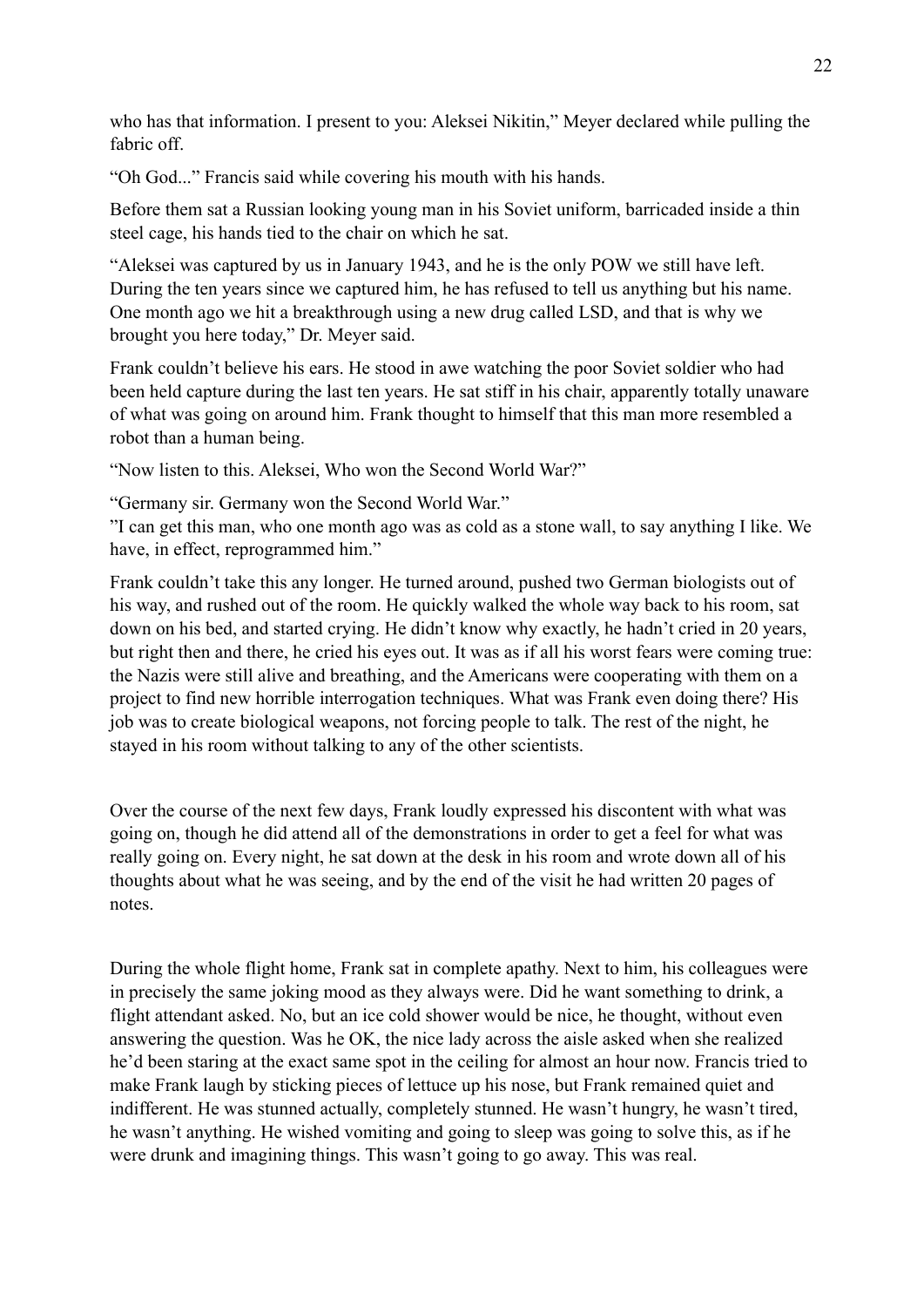who has that information. I present to you: Aleksei Nikitin," Meyer declared while pulling the fabric off.

"Oh God..." Francis said while covering his mouth with his hands.

Before them sat a Russian looking young man in his Soviet uniform, barricaded inside a thin steel cage, his hands tied to the chair on which he sat.

"Aleksei was captured by us in January 1943, and he is the only POW we still have left. During the ten years since we captured him, he has refused to tell us anything but his name. One month ago we hit a breakthrough using a new drug called LSD, and that is why we brought you here today," Dr. Meyer said.

Frank couldn't believe his ears. He stood in awe watching the poor Soviet soldier who had been held capture during the last ten years. He sat stiff in his chair, apparently totally unaware of what was going on around him. Frank thought to himself that this man more resembled a robot than a human being.

"Now listen to this. Aleksei, Who won the Second World War?"

"Germany sir. Germany won the Second World War."
"I can get this man, who one month ago was as cold as a stone wall, to say anything I like. We have, in effect, reprogrammed him."

Frank couldn't take this any longer. He turned around, pushed two German biologists out of his way, and rushed out of the room. He quickly walked the whole way back to his room, sat down on his bed, and started crying. He didn't know why exactly, he hadn't cried in 20 years, but right then and there, he cried his eyes out. It was as if all his worst fears were coming true: the Nazis were still alive and breathing, and the Americans were cooperating with them on a project to find new horrible interrogation techniques. What was Frank even doing there? His job was to create biological weapons, not forcing people to talk. The rest of the night, he stayed in his room without talking to any of the other scientists.

Over the course of the next few days, Frank loudly expressed his discontent with what was going on, though he did attend all of the demonstrations in order to get a feel for what was really going on. Every night, he sat down at the desk in his room and wrote down all of his thoughts about what he was seeing, and by the end of the visit he had written 20 pages of notes.

During the whole flight home, Frank sat in complete apathy. Next to him, his colleagues were in precisely the same joking mood as they always were. Did he want something to drink, a flight attendant asked. No, but an ice cold shower would be nice, he thought, without even answering the question. Was he OK, the nice lady across the aisle asked when she realized he'd been staring at the exact same spot in the ceiling for almost an hour now. Francis tried to make Frank laugh by sticking pieces of lettuce up his nose, but Frank remained quiet and indifferent. He was stunned actually, completely stunned. He wasn't hungry, he wasn't tired, he wasn't anything. He wished vomiting and going to sleep was going to solve this, as if he were drunk and imagining things. This wasn't going to go away. This was real.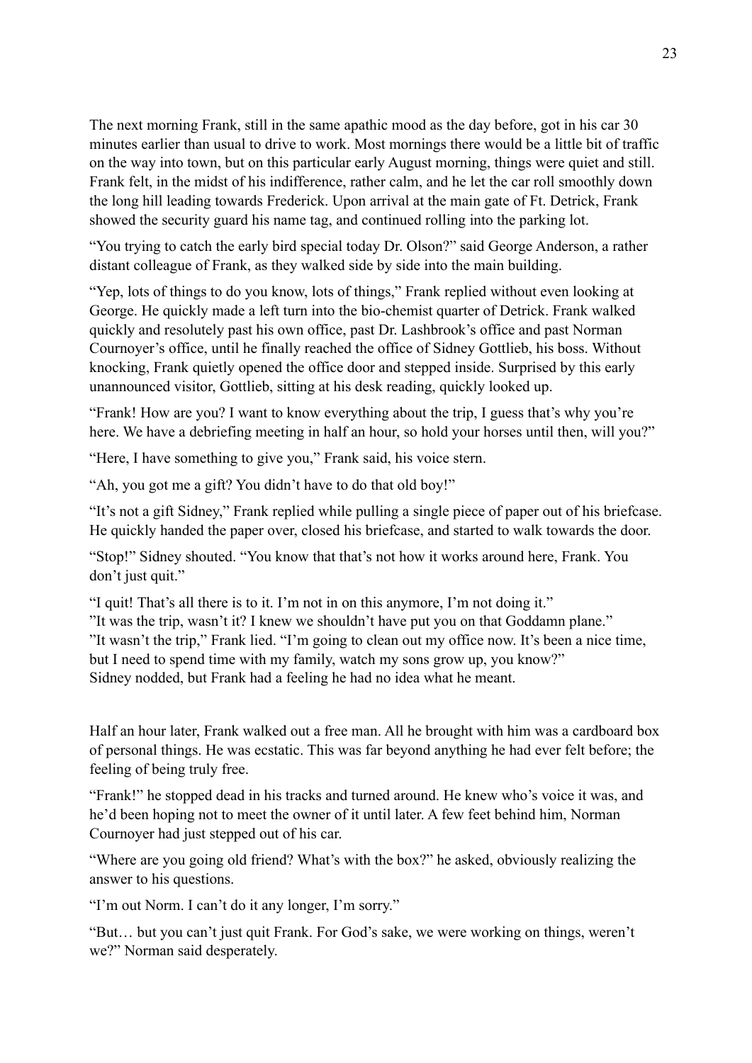The next morning Frank, still in the same apathic mood as the day before, got in his car 30 minutes earlier than usual to drive to work. Most mornings there would be a little bit of traffic on the way into town, but on this particular early August morning, things were quiet and still. Frank felt, in the midst of his indifference, rather calm, and he let the car roll smoothly down the long hill leading towards Frederick. Upon arrival at the main gate of Ft. Detrick, Frank showed the security guard his name tag, and continued rolling into the parking lot.

"You trying to catch the early bird special today Dr. Olson?" said George Anderson, a rather distant colleague of Frank, as they walked side by side into the main building.

"Yep, lots of things to do you know, lots of things," Frank replied without even looking at George. He quickly made a left turn into the bio-chemist quarter of Detrick. Frank walked quickly and resolutely past his own office, past Dr. Lashbrook's office and past Norman Cournoyer's office, until he finally reached the office of Sidney Gottlieb, his boss. Without knocking, Frank quietly opened the office door and stepped inside. Surprised by this early unannounced visitor, Gottlieb, sitting at his desk reading, quickly looked up.

"Frank! How are you? I want to know everything about the trip, I guess that's why you're here. We have a debriefing meeting in half an hour, so hold your horses until then, will you?"

"Here, I have something to give you," Frank said, his voice stern.

"Ah, you got me a gift? You didn't have to do that old boy!"

"It's not a gift Sidney," Frank replied while pulling a single piece of paper out of his briefcase. He quickly handed the paper over, closed his briefcase, and started to walk towards the door.

"Stop!" Sidney shouted. "You know that that's not how it works around here, Frank. You don't just quit."

"I quit! That's all there is to it. I'm not in on this anymore, I'm not doing it."
"It was the trip, wasn't it? I knew we shouldn't have put you on that Goddamn plane."
"It wasn't the trip," Frank lied. "I'm going to clean out my office now. It's been a nice time, but I need to spend time with my family, watch my sons grow up, you know?"
Sidney nodded, but Frank had a feeling he had no idea what he meant.

Half an hour later, Frank walked out a free man. All he brought with him was a cardboard box of personal things. He was ecstatic. This was far beyond anything he had ever felt before; the feeling of being truly free.

"Frank!" he stopped dead in his tracks and turned around. He knew who's voice it was, and he'd been hoping not to meet the owner of it until later. A few feet behind him, Norman Cournoyer had just stepped out of his car.

"Where are you going old friend? What's with the box?" he asked, obviously realizing the answer to his questions.

"I'm out Norm. I can't do it any longer, I'm sorry."

"But… but you can't just quit Frank. For God's sake, we were working on things, weren't we?" Norman said desperately.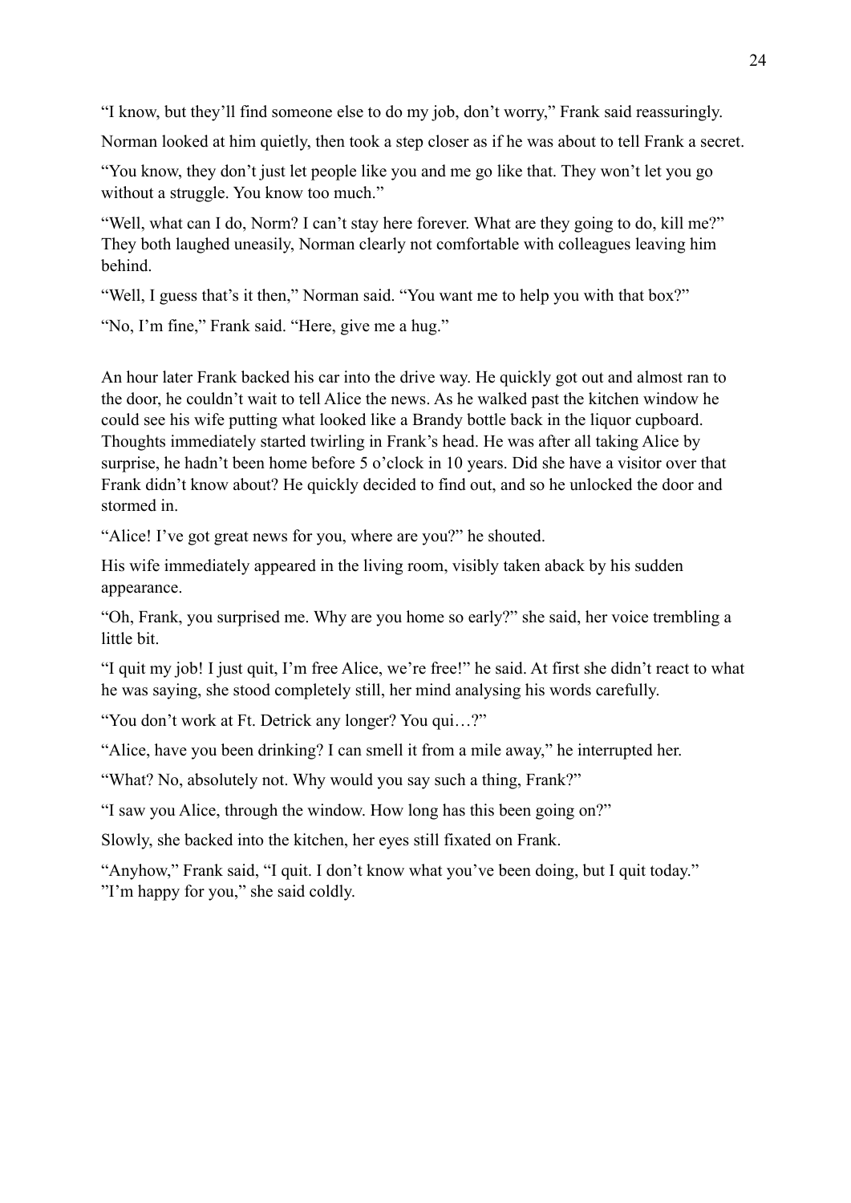"I know, but they'll find someone else to do my job, don't worry," Frank said reassuringly.

Norman looked at him quietly, then took a step closer as if he was about to tell Frank a secret.

"You know, they don't just let people like you and me go like that. They won't let you go without a struggle. You know too much."

"Well, what can I do, Norm? I can't stay here forever. What are they going to do, kill me?" They both laughed uneasily, Norman clearly not comfortable with colleagues leaving him behind.

"Well, I guess that's it then," Norman said. "You want me to help you with that box?"

"No, I'm fine," Frank said. "Here, give me a hug."

An hour later Frank backed his car into the drive way. He quickly got out and almost ran to the door, he couldn't wait to tell Alice the news. As he walked past the kitchen window he could see his wife putting what looked like a Brandy bottle back in the liquor cupboard. Thoughts immediately started twirling in Frank's head. He was after all taking Alice by surprise, he hadn't been home before 5 o'clock in 10 years. Did she have a visitor over that Frank didn't know about? He quickly decided to find out, and so he unlocked the door and stormed in.

"Alice! I've got great news for you, where are you?" he shouted.

His wife immediately appeared in the living room, visibly taken aback by his sudden appearance.

"Oh, Frank, you surprised me. Why are you home so early?" she said, her voice trembling a little bit.

"I quit my job! I just quit, I'm free Alice, we're free!" he said. At first she didn't react to what he was saying, she stood completely still, her mind analysing his words carefully.

"You don't work at Ft. Detrick any longer? You qui…?"

"Alice, have you been drinking? I can smell it from a mile away," he interrupted her.

"What? No, absolutely not. Why would you say such a thing, Frank?"

"I saw you Alice, through the window. How long has this been going on?"

Slowly, she backed into the kitchen, her eyes still fixated on Frank.

"Anyhow," Frank said, "I quit. I don't know what you've been doing, but I quit today."
"I'm happy for you," she said coldly.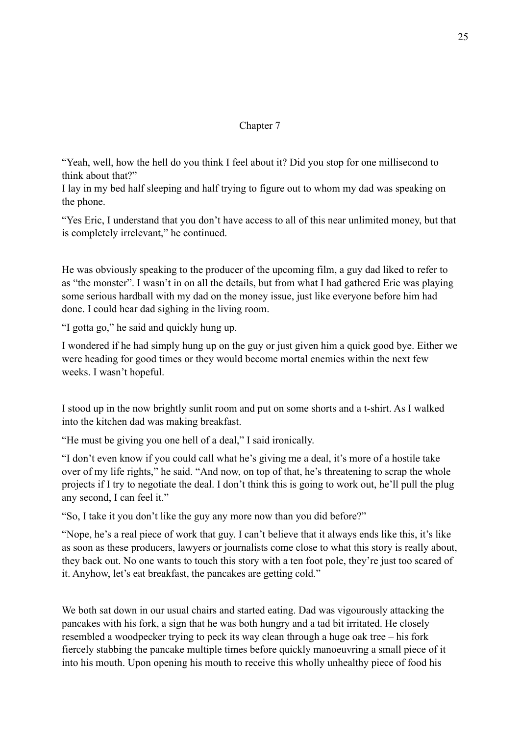## Chapter 7

"Yeah, well, how the hell do you think I feel about it? Did you stop for one millisecond to think about that?"

I lay in my bed half sleeping and half trying to figure out to whom my dad was speaking on the phone.

"Yes Eric, I understand that you don't have access to all of this near unlimited money, but that is completely irrelevant," he continued.

He was obviously speaking to the producer of the upcoming film, a guy dad liked to refer to as "the monster". I wasn't in on all the details, but from what I had gathered Eric was playing some serious hardball with my dad on the money issue, just like everyone before him had done. I could hear dad sighing in the living room.

"I gotta go," he said and quickly hung up.

I wondered if he had simply hung up on the guy or just given him a quick good bye. Either we were heading for good times or they would become mortal enemies within the next few weeks. I wasn't hopeful.

I stood up in the now brightly sunlit room and put on some shorts and a t-shirt. As I walked into the kitchen dad was making breakfast.

"He must be giving you one hell of a deal," I said ironically.

"I don't even know if you could call what he's giving me a deal, it's more of a hostile take over of my life rights," he said. "And now, on top of that, he's threatening to scrap the whole projects if I try to negotiate the deal. I don't think this is going to work out, he'll pull the plug any second, I can feel it."

"So, I take it you don't like the guy any more now than you did before?"

"Nope, he's a real piece of work that guy. I can't believe that it always ends like this, it's like as soon as these producers, lawyers or journalists come close to what this story is really about, they back out. No one wants to touch this story with a ten foot pole, they're just too scared of it. Anyhow, let's eat breakfast, the pancakes are getting cold."

We both sat down in our usual chairs and started eating. Dad was vigourously attacking the pancakes with his fork, a sign that he was both hungry and a tad bit irritated. He closely resembled a woodpecker trying to peck its way clean through a huge oak tree – his fork fiercely stabbing the pancake multiple times before quickly manoeuvring a small piece of it into his mouth. Upon opening his mouth to receive this wholly unhealthy piece of food his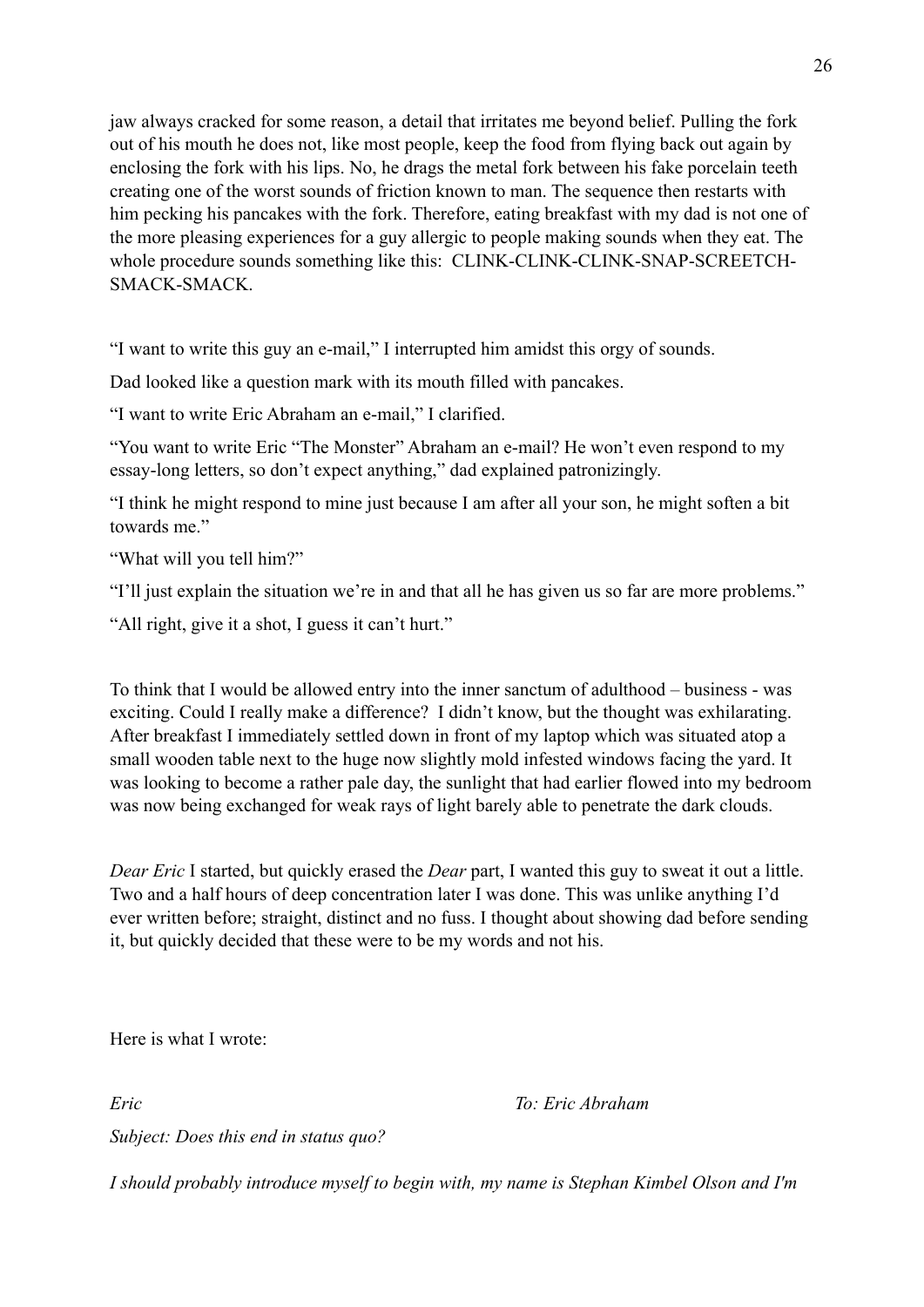jaw always cracked for some reason, a detail that irritates me beyond belief. Pulling the fork out of his mouth he does not, like most people, keep the food from flying back out again by enclosing the fork with his lips. No, he drags the metal fork between his fake porcelain teeth creating one of the worst sounds of friction known to man. The sequence then restarts with him pecking his pancakes with the fork. Therefore, eating breakfast with my dad is not one of the more pleasing experiences for a guy allergic to people making sounds when they eat. The whole procedure sounds something like this: CLINK-CLINK-CLINK-SNAP-SCREETCH-SMACK-SMACK.

"I want to write this guy an e-mail," I interrupted him amidst this orgy of sounds.

Dad looked like a question mark with its mouth filled with pancakes.

"I want to write Eric Abraham an e-mail," I clarified.

"You want to write Eric "The Monster" Abraham an e-mail? He won't even respond to my essay-long letters, so don't expect anything," dad explained patronizingly.

"I think he might respond to mine just because I am after all your son, he might soften a bit towards me."

"What will you tell him?"

"I'll just explain the situation we're in and that all he has given us so far are more problems."

"All right, give it a shot, I guess it can't hurt."

To think that I would be allowed entry into the inner sanctum of adulthood – business - was exciting. Could I really make a difference? I didn't know, but the thought was exhilarating. After breakfast I immediately settled down in front of my laptop which was situated atop a small wooden table next to the huge now slightly mold infested windows facing the yard. It was looking to become a rather pale day, the sunlight that had earlier flowed into my bedroom was now being exchanged for weak rays of light barely able to penetrate the dark clouds.

*Dear Eric* I started, but quickly erased the *Dear* part, I wanted this guy to sweat it out a little. Two and a half hours of deep concentration later I was done. This was unlike anything I'd ever written before; straight, distinct and no fuss. I thought about showing dad before sending it, but quickly decided that these were to be my words and not his.

Here is what I wrote:

*Eric* *To: Eric Abraham*

*Subject: Does this end in status quo?*

*I should probably introduce myself to begin with, my name is Stephan Kimbel Olson and I'm*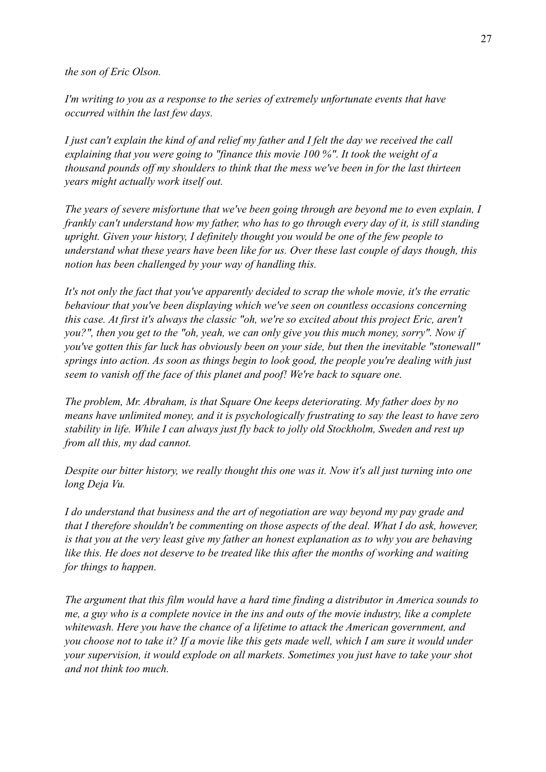*the son of Eric Olson.*

*I'm writing to you as a response to the series of extremely unfortunate events that have occurred within the last few days.*

*I just can't explain the kind of and relief my father and I felt the day we received the call explaining that you were going to "finance this movie 100 %". It took the weight of a thousand pounds off my shoulders to think that the mess we've been in for the last thirteen years might actually work itself out.*

*The years of severe misfortune that we've been going through are beyond me to even explain, I frankly can't understand how my father, who has to go through every day of it, is still standing upright. Given your history, I definitely thought you would be one of the few people to understand what these years have been like for us. Over these last couple of days though, this notion has been challenged by your way of handling this.*

*It's not only the fact that you've apparently decided to scrap the whole movie, it's the erratic behaviour that you've been displaying which we've seen on countless occasions concerning this case. At first it's always the classic "oh, we're so excited about this project Eric, aren't you?", then you get to the "oh, yeah, we can only give you this much money, sorry". Now if you've gotten this far luck has obviously been on your side, but then the inevitable "stonewall" springs into action. As soon as things begin to look good, the people you're dealing with just seem to vanish off the face of this planet and poof! We're back to square one.*

*The problem, Mr. Abraham, is that Square One keeps deteriorating. My father does by no means have unlimited money, and it is psychologically frustrating to say the least to have zero stability in life. While I can always just fly back to jolly old Stockholm, Sweden and rest up from all this, my dad cannot.*

*Despite our bitter history, we really thought this one was it. Now it's all just turning into one long Deja Vu.*

*I do understand that business and the art of negotiation are way beyond my pay grade and that I therefore shouldn't be commenting on those aspects of the deal. What I do ask, however, is that you at the very least give my father an honest explanation as to why you are behaving like this. He does not deserve to be treated like this after the months of working and waiting for things to happen.*

*The argument that this film would have a hard time finding a distributor in America sounds to me, a guy who is a complete novice in the ins and outs of the movie industry, like a complete whitewash. Here you have the chance of a lifetime to attack the American government, and you choose not to take it? If a movie like this gets made well, which I am sure it would under your supervision, it would explode on all markets. Sometimes you just have to take your shot and not think too much.*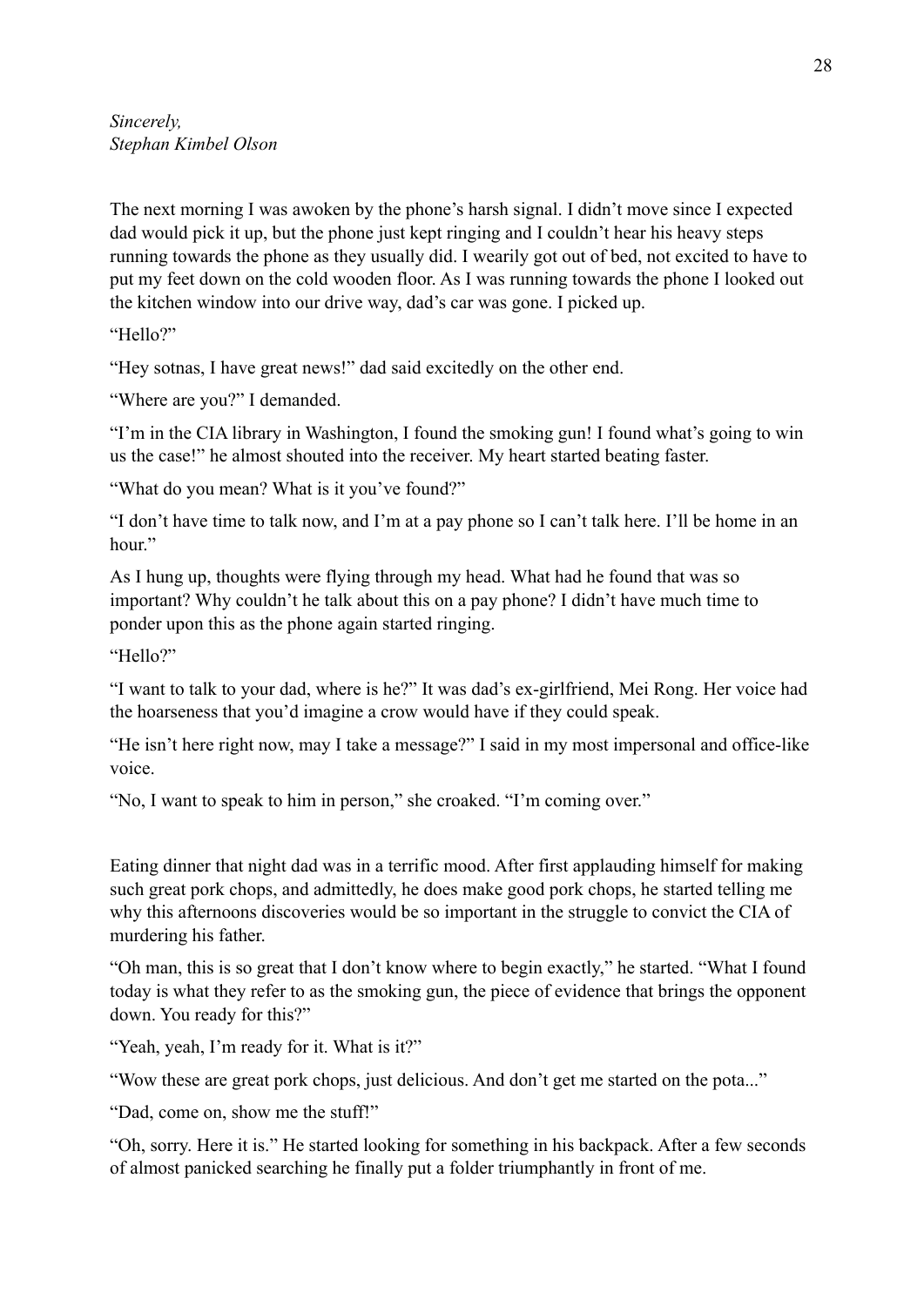*Sincerely,*
*Stephan Kimbel Olson*

The next morning I was awoken by the phone's harsh signal. I didn't move since I expected dad would pick it up, but the phone just kept ringing and I couldn't hear his heavy steps running towards the phone as they usually did. I wearily got out of bed, not excited to have to put my feet down on the cold wooden floor. As I was running towards the phone I looked out the kitchen window into our drive way, dad's car was gone. I picked up.

"Hello?"

"Hey sotnas, I have great news!" dad said excitedly on the other end.

"Where are you?" I demanded.

"I'm in the CIA library in Washington, I found the smoking gun! I found what's going to win us the case!" he almost shouted into the receiver. My heart started beating faster.

"What do you mean? What is it you've found?"

"I don't have time to talk now, and I'm at a pay phone so I can't talk here. I'll be home in an hour."

As I hung up, thoughts were flying through my head. What had he found that was so important? Why couldn't he talk about this on a pay phone? I didn't have much time to ponder upon this as the phone again started ringing.

"Hello?"

"I want to talk to your dad, where is he?" It was dad's ex-girlfriend, Mei Rong. Her voice had the hoarseness that you'd imagine a crow would have if they could speak.

"He isn't here right now, may I take a message?" I said in my most impersonal and office-like voice.

"No, I want to speak to him in person," she croaked. "I'm coming over."

Eating dinner that night dad was in a terrific mood. After first applauding himself for making such great pork chops, and admittedly, he does make good pork chops, he started telling me why this afternoons discoveries would be so important in the struggle to convict the CIA of murdering his father.

"Oh man, this is so great that I don't know where to begin exactly," he started. "What I found today is what they refer to as the smoking gun, the piece of evidence that brings the opponent down. You ready for this?"

"Yeah, yeah, I'm ready for it. What is it?"

"Wow these are great pork chops, just delicious. And don't get me started on the pota..."

"Dad, come on, show me the stuff!"

"Oh, sorry. Here it is." He started looking for something in his backpack. After a few seconds of almost panicked searching he finally put a folder triumphantly in front of me.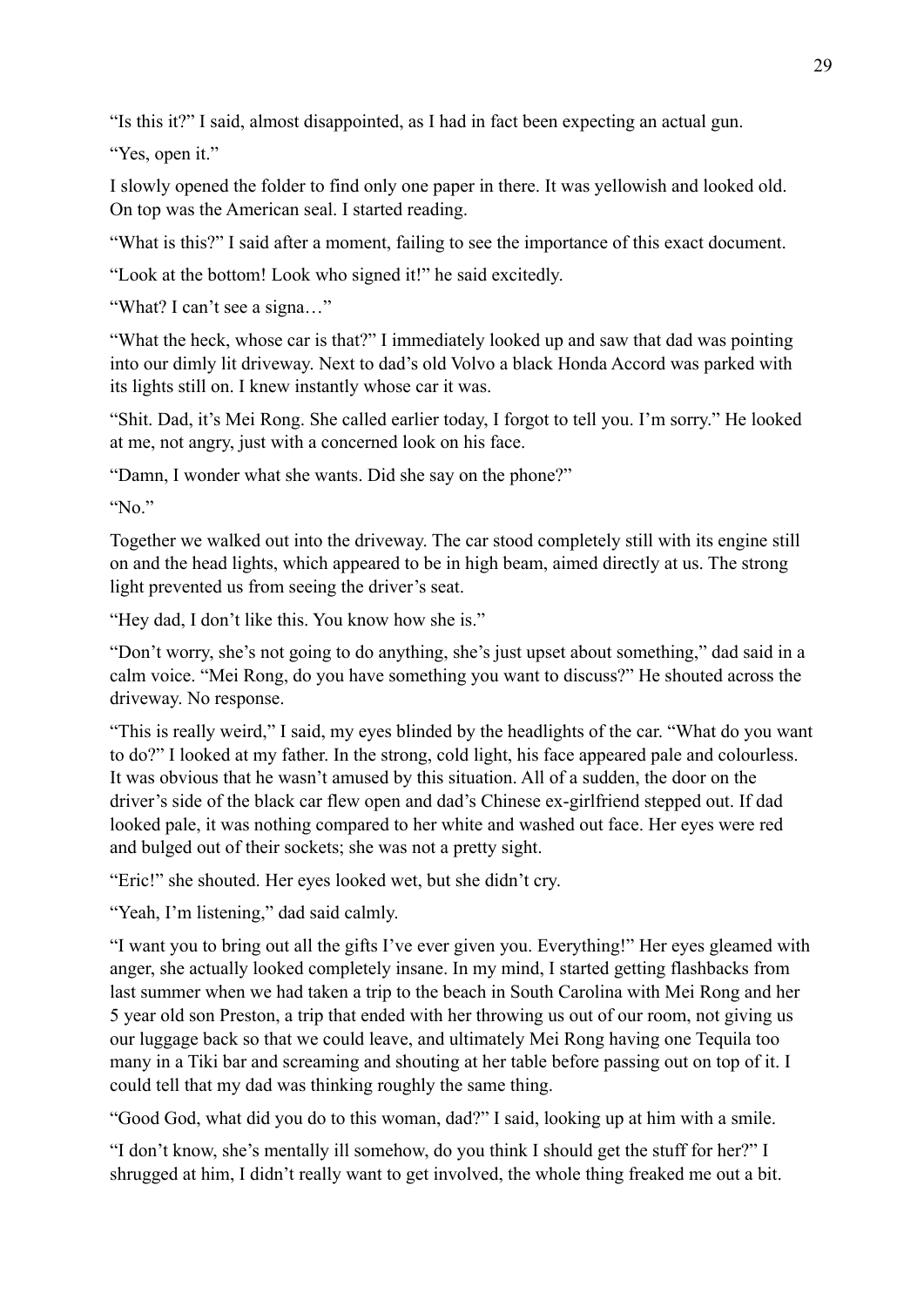"Is this it?" I said, almost disappointed, as I had in fact been expecting an actual gun.

"Yes, open it."

I slowly opened the folder to find only one paper in there. It was yellowish and looked old. On top was the American seal. I started reading.

"What is this?" I said after a moment, failing to see the importance of this exact document.

"Look at the bottom! Look who signed it!" he said excitedly.

"What? I can't see a signa…"

"What the heck, whose car is that?" I immediately looked up and saw that dad was pointing into our dimly lit driveway. Next to dad's old Volvo a black Honda Accord was parked with its lights still on. I knew instantly whose car it was.

"Shit. Dad, it's Mei Rong. She called earlier today, I forgot to tell you. I'm sorry." He looked at me, not angry, just with a concerned look on his face.

"Damn, I wonder what she wants. Did she say on the phone?"

"No."

Together we walked out into the driveway. The car stood completely still with its engine still on and the head lights, which appeared to be in high beam, aimed directly at us. The strong light prevented us from seeing the driver's seat.

"Hey dad, I don't like this. You know how she is."

"Don't worry, she's not going to do anything, she's just upset about something," dad said in a calm voice. "Mei Rong, do you have something you want to discuss?" He shouted across the driveway. No response.

"This is really weird," I said, my eyes blinded by the headlights of the car. "What do you want to do?" I looked at my father. In the strong, cold light, his face appeared pale and colourless. It was obvious that he wasn't amused by this situation. All of a sudden, the door on the driver's side of the black car flew open and dad's Chinese ex-girlfriend stepped out. If dad looked pale, it was nothing compared to her white and washed out face. Her eyes were red and bulged out of their sockets; she was not a pretty sight.

"Eric!" she shouted. Her eyes looked wet, but she didn't cry.

"Yeah, I'm listening," dad said calmly.

"I want you to bring out all the gifts I've ever given you. Everything!" Her eyes gleamed with anger, she actually looked completely insane. In my mind, I started getting flashbacks from last summer when we had taken a trip to the beach in South Carolina with Mei Rong and her 5 year old son Preston, a trip that ended with her throwing us out of our room, not giving us our luggage back so that we could leave, and ultimately Mei Rong having one Tequila too many in a Tiki bar and screaming and shouting at her table before passing out on top of it. I could tell that my dad was thinking roughly the same thing.

"Good God, what did you do to this woman, dad?" I said, looking up at him with a smile.

"I don't know, she's mentally ill somehow, do you think I should get the stuff for her?" I shrugged at him, I didn't really want to get involved, the whole thing freaked me out a bit.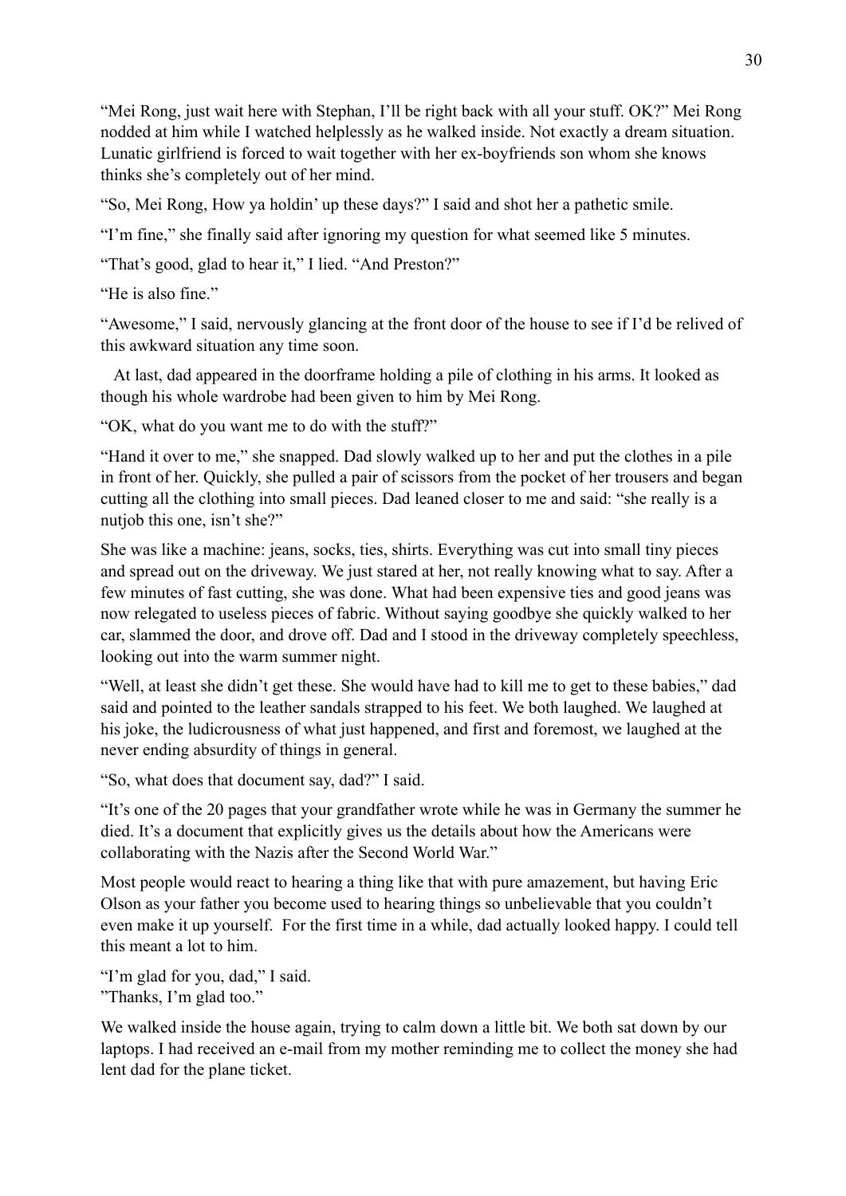"Mei Rong, just wait here with Stephan, I'll be right back with all your stuff. OK?" Mei Rong nodded at him while I watched helplessly as he walked inside. Not exactly a dream situation. Lunatic girlfriend is forced to wait together with her ex-boyfriends son whom she knows thinks she's completely out of her mind.

"So, Mei Rong, How ya holdin' up these days?" I said and shot her a pathetic smile.

"I'm fine," she finally said after ignoring my question for what seemed like 5 minutes.

"That's good, glad to hear it," I lied. "And Preston?"

"He is also fine."

"Awesome," I said, nervously glancing at the front door of the house to see if I'd be relived of this awkward situation any time soon.

At last, dad appeared in the doorframe holding a pile of clothing in his arms. It looked as though his whole wardrobe had been given to him by Mei Rong.

"OK, what do you want me to do with the stuff?"

"Hand it over to me," she snapped. Dad slowly walked up to her and put the clothes in a pile in front of her. Quickly, she pulled a pair of scissors from the pocket of her trousers and began cutting all the clothing into small pieces. Dad leaned closer to me and said: "she really is a nutjob this one, isn't she?"

She was like a machine: jeans, socks, ties, shirts. Everything was cut into small tiny pieces and spread out on the driveway. We just stared at her, not really knowing what to say. After a few minutes of fast cutting, she was done. What had been expensive ties and good jeans was now relegated to useless pieces of fabric. Without saying goodbye she quickly walked to her car, slammed the door, and drove off. Dad and I stood in the driveway completely speechless, looking out into the warm summer night.

"Well, at least she didn't get these. She would have had to kill me to get to these babies," dad said and pointed to the leather sandals strapped to his feet. We both laughed. We laughed at his joke, the ludicrousness of what just happened, and first and foremost, we laughed at the never ending absurdity of things in general.

"So, what does that document say, dad?" I said.

"It's one of the 20 pages that your grandfather wrote while he was in Germany the summer he died. It's a document that explicitly gives us the details about how the Americans were collaborating with the Nazis after the Second World War."

Most people would react to hearing a thing like that with pure amazement, but having Eric Olson as your father you become used to hearing things so unbelievable that you couldn't even make it up yourself. For the first time in a while, dad actually looked happy. I could tell this meant a lot to him.

"I'm glad for you, dad," I said.
"Thanks, I'm glad too."

We walked inside the house again, trying to calm down a little bit. We both sat down by our laptops. I had received an e-mail from my mother reminding me to collect the money she had lent dad for the plane ticket.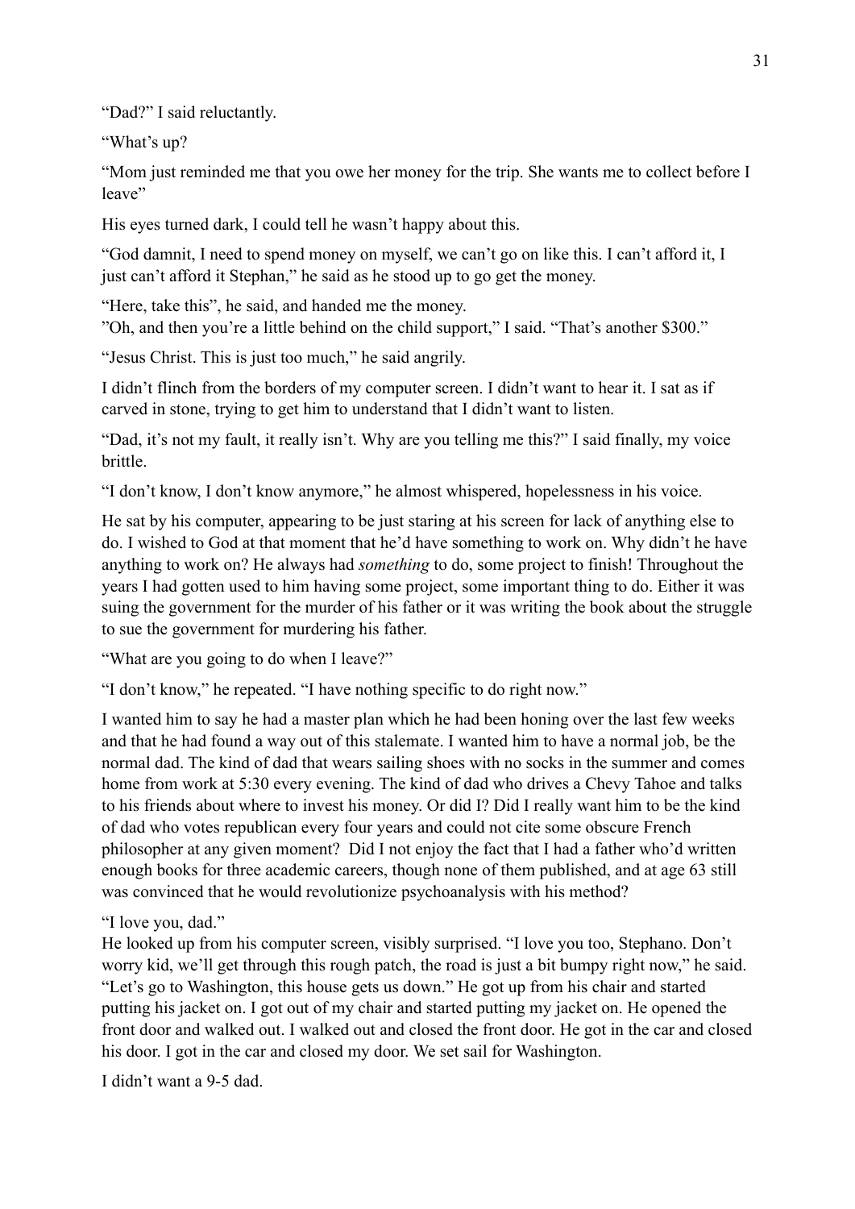“Dad?” I said reluctantly.

“What’s up?

“Mom just reminded me that you owe her money for the trip. She wants me to collect before I leave”

His eyes turned dark, I could tell he wasn’t happy about this.

“God damnit, I need to spend money on myself, we can’t go on like this. I can’t afford it, I just can’t afford it Stephan,” he said as he stood up to go get the money.

“Here, take this”, he said, and handed me the money.
”Oh, and then you’re a little behind on the child support,” I said. “That’s another $300.”

“Jesus Christ. This is just too much,” he said angrily.

I didn’t flinch from the borders of my computer screen. I didn’t want to hear it. I sat as if carved in stone, trying to get him to understand that I didn’t want to listen.

“Dad, it’s not my fault, it really isn’t. Why are you telling me this?” I said finally, my voice brittle.

“I don’t know, I don’t know anymore,” he almost whispered, hopelessness in his voice.

He sat by his computer, appearing to be just staring at his screen for lack of anything else to do. I wished to God at that moment that he’d have something to work on. Why didn’t he have anything to work on? He always had *something* to do, some project to finish! Throughout the years I had gotten used to him having some project, some important thing to do. Either it was suing the government for the murder of his father or it was writing the book about the struggle to sue the government for murdering his father.

“What are you going to do when I leave?”

“I don’t know,” he repeated. “I have nothing specific to do right now.”

I wanted him to say he had a master plan which he had been honing over the last few weeks and that he had found a way out of this stalemate. I wanted him to have a normal job, be the normal dad. The kind of dad that wears sailing shoes with no socks in the summer and comes home from work at 5:30 every evening. The kind of dad who drives a Chevy Tahoe and talks to his friends about where to invest his money. Or did I? Did I really want him to be the kind of dad who votes republican every four years and could not cite some obscure French philosopher at any given moment? Did I not enjoy the fact that I had a father who’d written enough books for three academic careers, though none of them published, and at age 63 still was convinced that he would revolutionize psychoanalysis with his method?

“I love you, dad.”
He looked up from his computer screen, visibly surprised. “I love you too, Stephano. Don’t worry kid, we’ll get through this rough patch, the road is just a bit bumpy right now,” he said. “Let’s go to Washington, this house gets us down.” He got up from his chair and started putting his jacket on. I got out of my chair and started putting my jacket on. He opened the front door and walked out. I walked out and closed the front door. He got in the car and closed his door. I got in the car and closed my door. We set sail for Washington.

I didn’t want a 9-5 dad.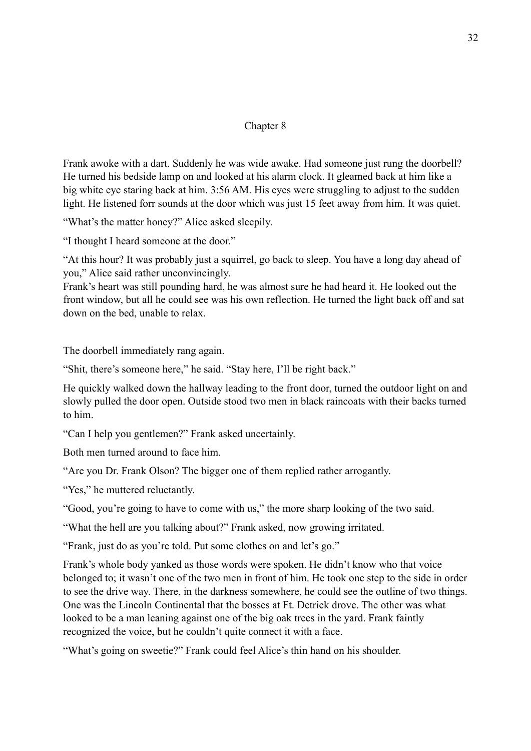## Chapter 8

Frank awoke with a dart. Suddenly he was wide awake. Had someone just rung the doorbell? He turned his bedside lamp on and looked at his alarm clock. It gleamed back at him like a big white eye staring back at him. 3:56 AM. His eyes were struggling to adjust to the sudden light. He listened forr sounds at the door which was just 15 feet away from him. It was quiet.

"What's the matter honey?" Alice asked sleepily.

"I thought I heard someone at the door."

"At this hour? It was probably just a squirrel, go back to sleep. You have a long day ahead of you," Alice said rather unconvincingly.

Frank's heart was still pounding hard, he was almost sure he had heard it. He looked out the front window, but all he could see was his own reflection. He turned the light back off and sat down on the bed, unable to relax.

The doorbell immediately rang again.

"Shit, there's someone here," he said. "Stay here, I'll be right back."

He quickly walked down the hallway leading to the front door, turned the outdoor light on and slowly pulled the door open. Outside stood two men in black raincoats with their backs turned to him.

"Can I help you gentlemen?" Frank asked uncertainly.

Both men turned around to face him.

"Are you Dr. Frank Olson? The bigger one of them replied rather arrogantly.

"Yes," he muttered reluctantly.

"Good, you're going to have to come with us," the more sharp looking of the two said.

"What the hell are you talking about?" Frank asked, now growing irritated.

"Frank, just do as you're told. Put some clothes on and let's go."

Frank's whole body yanked as those words were spoken. He didn't know who that voice belonged to; it wasn't one of the two men in front of him. He took one step to the side in order to see the drive way. There, in the darkness somewhere, he could see the outline of two things. One was the Lincoln Continental that the bosses at Ft. Detrick drove. The other was what looked to be a man leaning against one of the big oak trees in the yard. Frank faintly recognized the voice, but he couldn't quite connect it with a face.

"What's going on sweetie?" Frank could feel Alice's thin hand on his shoulder.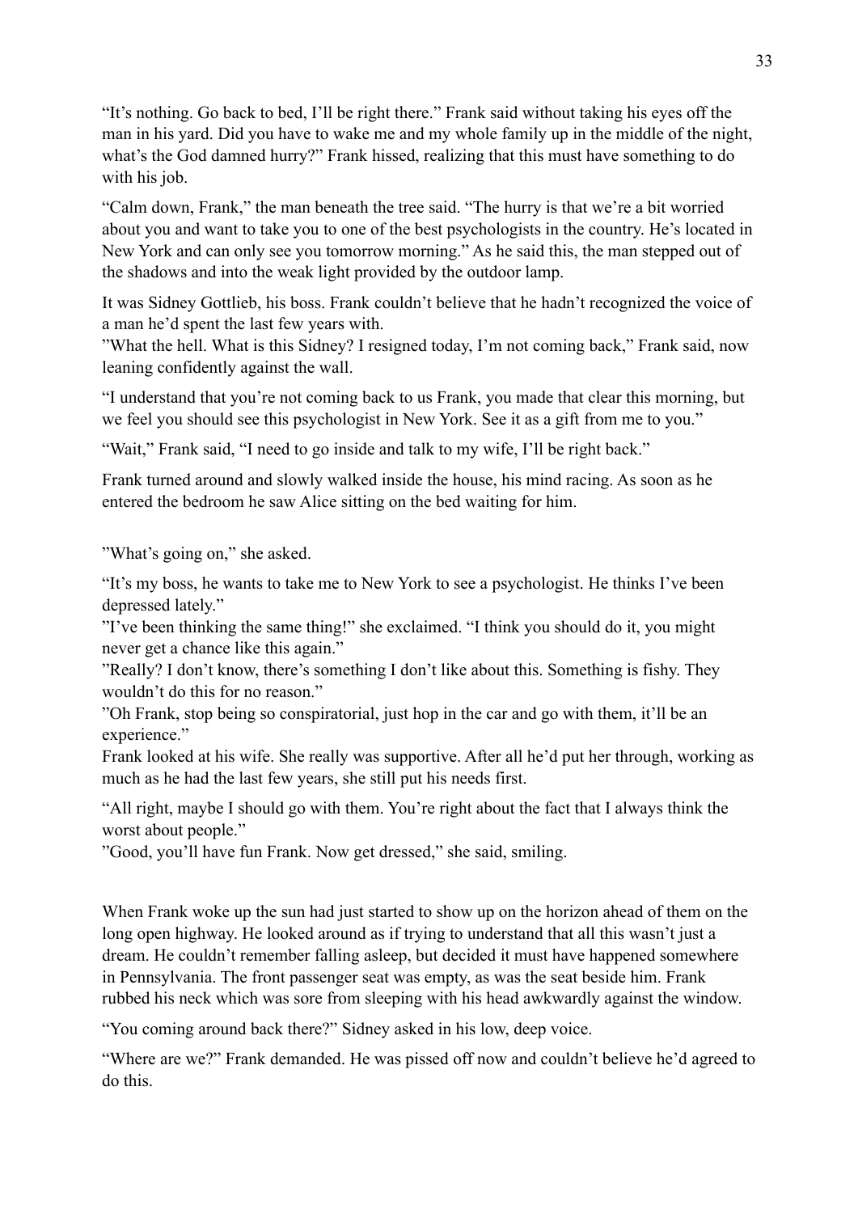"It's nothing. Go back to bed, I'll be right there." Frank said without taking his eyes off the man in his yard. Did you have to wake me and my whole family up in the middle of the night, what's the God damned hurry?" Frank hissed, realizing that this must have something to do with his job.

"Calm down, Frank," the man beneath the tree said. "The hurry is that we're a bit worried about you and want to take you to one of the best psychologists in the country. He's located in New York and can only see you tomorrow morning." As he said this, the man stepped out of the shadows and into the weak light provided by the outdoor lamp.

It was Sidney Gottlieb, his boss. Frank couldn't believe that he hadn't recognized the voice of a man he'd spent the last few years with.

"What the hell. What is this Sidney? I resigned today, I'm not coming back," Frank said, now leaning confidently against the wall.

"I understand that you're not coming back to us Frank, you made that clear this morning, but we feel you should see this psychologist in New York. See it as a gift from me to you."

"Wait," Frank said, "I need to go inside and talk to my wife, I'll be right back."

Frank turned around and slowly walked inside the house, his mind racing. As soon as he entered the bedroom he saw Alice sitting on the bed waiting for him.

"What's going on," she asked.

"It's my boss, he wants to take me to New York to see a psychologist. He thinks I've been depressed lately."

"I've been thinking the same thing!" she exclaimed. "I think you should do it, you might never get a chance like this again."

"Really? I don't know, there's something I don't like about this. Something is fishy. They wouldn't do this for no reason."

"Oh Frank, stop being so conspiratorial, just hop in the car and go with them, it'll be an experience."

Frank looked at his wife. She really was supportive. After all he'd put her through, working as much as he had the last few years, she still put his needs first.

"All right, maybe I should go with them. You're right about the fact that I always think the worst about people."

"Good, you'll have fun Frank. Now get dressed," she said, smiling.

When Frank woke up the sun had just started to show up on the horizon ahead of them on the long open highway. He looked around as if trying to understand that all this wasn't just a dream. He couldn't remember falling asleep, but decided it must have happened somewhere in Pennsylvania. The front passenger seat was empty, as was the seat beside him. Frank rubbed his neck which was sore from sleeping with his head awkwardly against the window.

"You coming around back there?" Sidney asked in his low, deep voice.

"Where are we?" Frank demanded. He was pissed off now and couldn't believe he'd agreed to do this.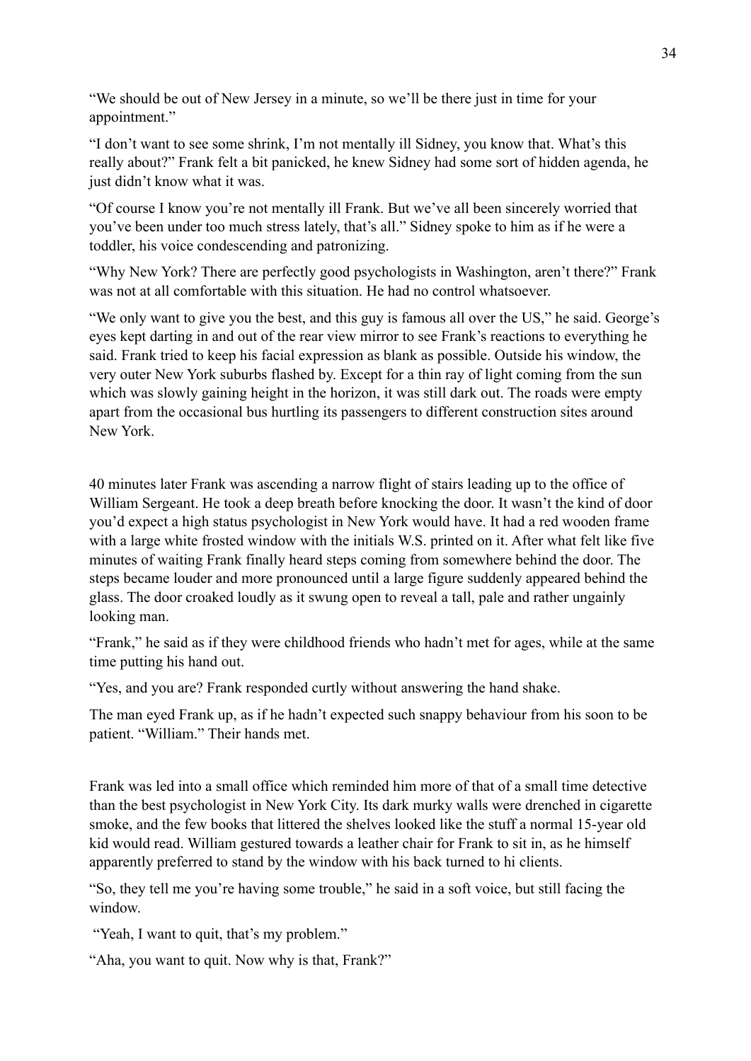"We should be out of New Jersey in a minute, so we'll be there just in time for your appointment."

"I don't want to see some shrink, I'm not mentally ill Sidney, you know that. What's this really about?" Frank felt a bit panicked, he knew Sidney had some sort of hidden agenda, he just didn't know what it was.

"Of course I know you're not mentally ill Frank. But we've all been sincerely worried that you've been under too much stress lately, that's all." Sidney spoke to him as if he were a toddler, his voice condescending and patronizing.

"Why New York? There are perfectly good psychologists in Washington, aren't there?" Frank was not at all comfortable with this situation. He had no control whatsoever.

"We only want to give you the best, and this guy is famous all over the US," he said. George's eyes kept darting in and out of the rear view mirror to see Frank's reactions to everything he said. Frank tried to keep his facial expression as blank as possible. Outside his window, the very outer New York suburbs flashed by. Except for a thin ray of light coming from the sun which was slowly gaining height in the horizon, it was still dark out. The roads were empty apart from the occasional bus hurtling its passengers to different construction sites around New York.

40 minutes later Frank was ascending a narrow flight of stairs leading up to the office of William Sergeant. He took a deep breath before knocking the door. It wasn't the kind of door you'd expect a high status psychologist in New York would have. It had a red wooden frame with a large white frosted window with the initials W.S. printed on it. After what felt like five minutes of waiting Frank finally heard steps coming from somewhere behind the door. The steps became louder and more pronounced until a large figure suddenly appeared behind the glass. The door croaked loudly as it swung open to reveal a tall, pale and rather ungainly looking man.

"Frank," he said as if they were childhood friends who hadn't met for ages, while at the same time putting his hand out.

"Yes, and you are? Frank responded curtly without answering the hand shake.

The man eyed Frank up, as if he hadn't expected such snappy behaviour from his soon to be patient. "William." Their hands met.

Frank was led into a small office which reminded him more of that of a small time detective than the best psychologist in New York City. Its dark murky walls were drenched in cigarette smoke, and the few books that littered the shelves looked like the stuff a normal 15-year old kid would read. William gestured towards a leather chair for Frank to sit in, as he himself apparently preferred to stand by the window with his back turned to hi clients.

"So, they tell me you're having some trouble," he said in a soft voice, but still facing the window.

"Yeah, I want to quit, that's my problem."

"Aha, you want to quit. Now why is that, Frank?"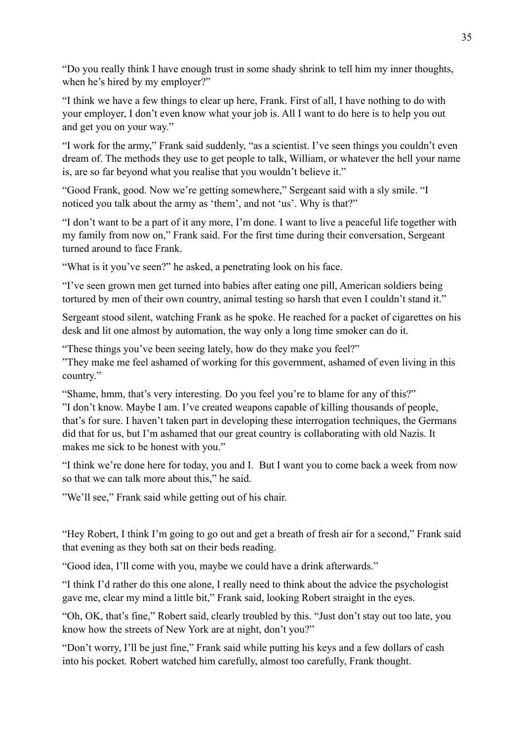"Do you really think I have enough trust in some shady shrink to tell him my inner thoughts, when he's hired by my employer?"

"I think we have a few things to clear up here, Frank. First of all, I have nothing to do with your employer, I don't even know what your job is. All I want to do here is to help you out and get you on your way."

"I work for the army," Frank said suddenly, "as a scientist. I've seen things you couldn't even dream of. The methods they use to get people to talk, William, or whatever the hell your name is, are so far beyond what you realise that you wouldn't believe it."

"Good Frank, good. Now we're getting somewhere," Sergeant said with a sly smile. "I noticed you talk about the army as 'them', and not 'us'. Why is that?"

"I don't want to be a part of it any more, I'm done. I want to live a peaceful life together with my family from now on," Frank said. For the first time during their conversation, Sergeant turned around to face Frank.

"What is it you've seen?" he asked, a penetrating look on his face.

"I've seen grown men get turned into babies after eating one pill, American soldiers being tortured by men of their own country, animal testing so harsh that even I couldn't stand it."

Sergeant stood silent, watching Frank as he spoke. He reached for a packet of cigarettes on his desk and lit one almost by automation, the way only a long time smoker can do it.

"These things you've been seeing lately, how do they make you feel?"
"They make me feel ashamed of working for this government, ashamed of even living in this country."

"Shame, hmm, that's very interesting. Do you feel you're to blame for any of this?"
"I don't know. Maybe I am. I've created weapons capable of killing thousands of people, that's for sure. I haven't taken part in developing these interrogation techniques, the Germans did that for us, but I'm ashamed that our great country is collaborating with old Nazis. It makes me sick to be honest with you."

"I think we're done here for today, you and I. But I want you to come back a week from now so that we can talk more about this," he said.

"We'll see," Frank said while getting out of his chair.

"Hey Robert, I think I'm going to go out and get a breath of fresh air for a second," Frank said that evening as they both sat on their beds reading.

"Good idea, I'll come with you, maybe we could have a drink afterwards."

"I think I'd rather do this one alone, I really need to think about the advice the psychologist gave me, clear my mind a little bit," Frank said, looking Robert straight in the eyes.

"Oh, OK, that's fine," Robert said, clearly troubled by this. "Just don't stay out too late, you know how the streets of New York are at night, don't you?"

"Don't worry, I'll be just fine," Frank said while putting his keys and a few dollars of cash into his pocket. Robert watched him carefully, almost too carefully, Frank thought.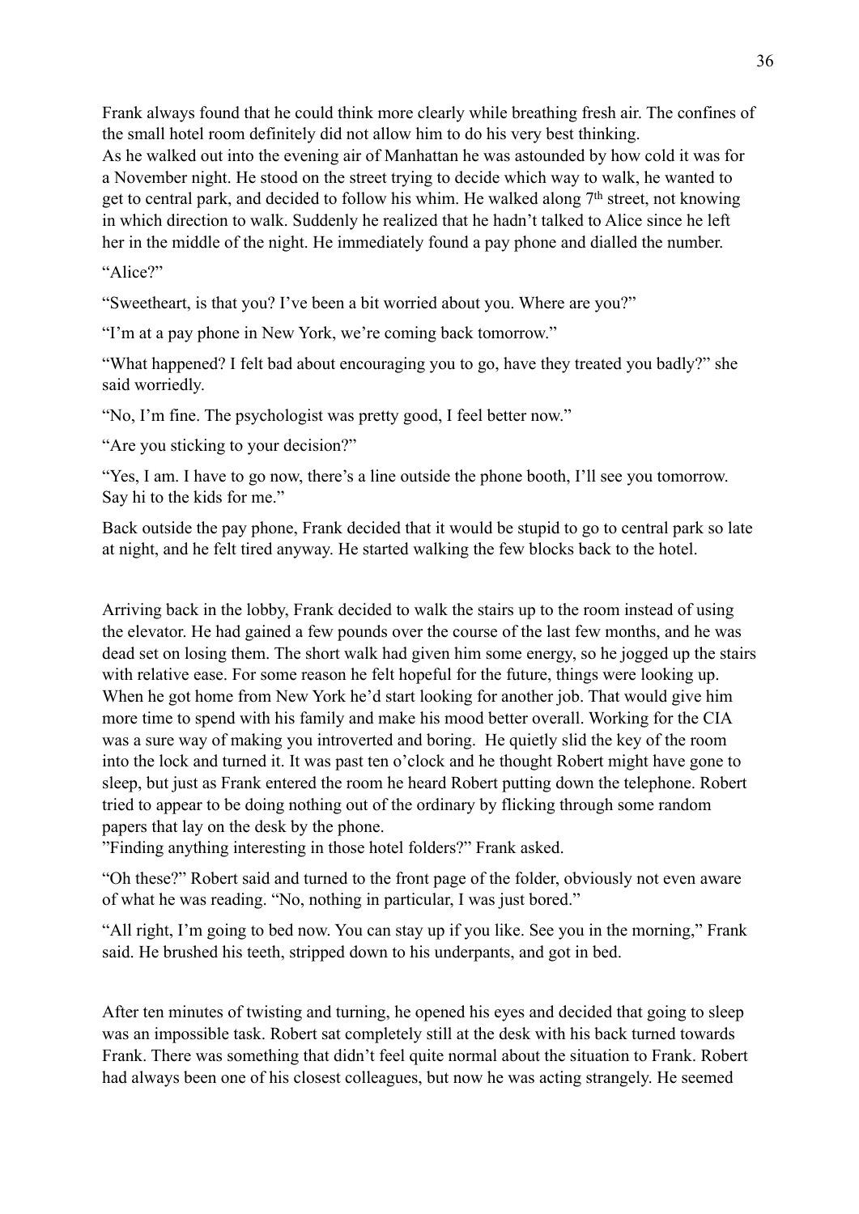Frank always found that he could think more clearly while breathing fresh air. The confines of the small hotel room definitely did not allow him to do his very best thinking.
As he walked out into the evening air of Manhattan he was astounded by how cold it was for a November night. He stood on the street trying to decide which way to walk, he wanted to get to central park, and decided to follow his whim. He walked along 7th street, not knowing in which direction to walk. Suddenly he realized that he hadn't talked to Alice since he left her in the middle of the night. He immediately found a pay phone and dialled the number.

"Alice?"

"Sweetheart, is that you? I've been a bit worried about you. Where are you?"

"I'm at a pay phone in New York, we're coming back tomorrow."

"What happened? I felt bad about encouraging you to go, have they treated you badly?" she said worriedly.

"No, I'm fine. The psychologist was pretty good, I feel better now."

"Are you sticking to your decision?"

"Yes, I am. I have to go now, there's a line outside the phone booth, I'll see you tomorrow. Say hi to the kids for me."

Back outside the pay phone, Frank decided that it would be stupid to go to central park so late at night, and he felt tired anyway. He started walking the few blocks back to the hotel.

Arriving back in the lobby, Frank decided to walk the stairs up to the room instead of using the elevator. He had gained a few pounds over the course of the last few months, and he was dead set on losing them. The short walk had given him some energy, so he jogged up the stairs with relative ease. For some reason he felt hopeful for the future, things were looking up. When he got home from New York he'd start looking for another job. That would give him more time to spend with his family and make his mood better overall. Working for the CIA was a sure way of making you introverted and boring. He quietly slid the key of the room into the lock and turned it. It was past ten o'clock and he thought Robert might have gone to sleep, but just as Frank entered the room he heard Robert putting down the telephone. Robert tried to appear to be doing nothing out of the ordinary by flicking through some random papers that lay on the desk by the phone.
"Finding anything interesting in those hotel folders?" Frank asked.

"Oh these?" Robert said and turned to the front page of the folder, obviously not even aware of what he was reading. "No, nothing in particular, I was just bored."

"All right, I'm going to bed now. You can stay up if you like. See you in the morning," Frank said. He brushed his teeth, stripped down to his underpants, and got in bed.

After ten minutes of twisting and turning, he opened his eyes and decided that going to sleep was an impossible task. Robert sat completely still at the desk with his back turned towards Frank. There was something that didn't feel quite normal about the situation to Frank. Robert had always been one of his closest colleagues, but now he was acting strangely. He seemed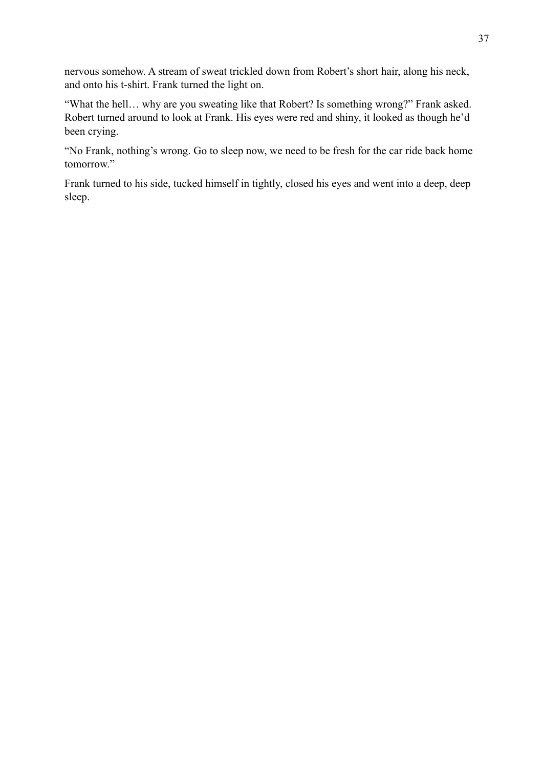nervous somehow. A stream of sweat trickled down from Robert's short hair, along his neck, and onto his t-shirt. Frank turned the light on.

"What the hell… why are you sweating like that Robert? Is something wrong?" Frank asked. Robert turned around to look at Frank. His eyes were red and shiny, it looked as though he'd been crying.

"No Frank, nothing's wrong. Go to sleep now, we need to be fresh for the car ride back home tomorrow."

Frank turned to his side, tucked himself in tightly, closed his eyes and went into a deep, deep sleep.